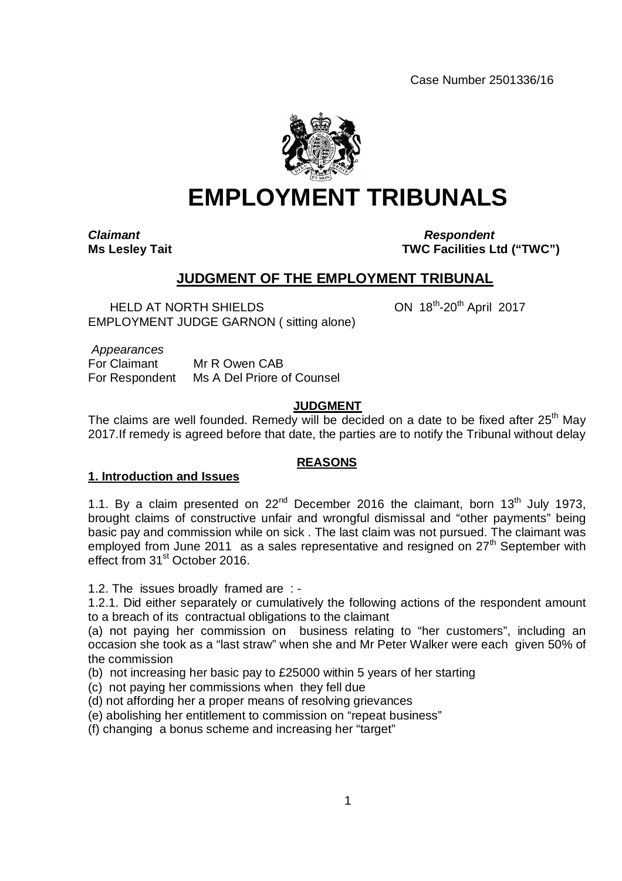Case Number 2501336/16

# EMPLOYMENT TRIBUNALS

***Claimant*** **Ms Lesley Tait**

***Respondent*** **TWC Facilities Ltd ("TWC")**

## JUDGMENT OF THE EMPLOYMENT TRIBUNAL

HELD AT NORTH SHIELDS ON 18th-20th April 2017

EMPLOYMENT JUDGE GARNON ( sitting alone)

*Appearances*

For Claimant Mr R Owen CAB

For Respondent Ms A Del Priore of Counsel

## JUDGMENT

The claims are well founded. Remedy will be decided on a date to be fixed after 25th May 2017.If remedy is agreed before that date, the parties are to notify the Tribunal without delay

## REASONS

### 1. Introduction and Issues

1.1. By a claim presented on 22nd December 2016 the claimant, born 13th July 1973, brought claims of constructive unfair and wrongful dismissal and "other payments" being basic pay and commission while on sick . The last claim was not pursued. The claimant was employed from June 2011 as a sales representative and resigned on 27th September with effect from 31st October 2016.

1.2. The issues broadly framed are : -

1.2.1. Did either separately or cumulatively the following actions of the respondent amount to a breach of its contractual obligations to the claimant

(a) not paying her commission on business relating to "her customers", including an occasion she took as a "last straw" when she and Mr Peter Walker were each given 50% of the commission

(b) not increasing her basic pay to £25000 within 5 years of her starting

(c) not paying her commissions when they fell due

(d) not affording her a proper means of resolving grievances

(e) abolishing her entitlement to commission on "repeat business"

(f) changing a bonus scheme and increasing her "target"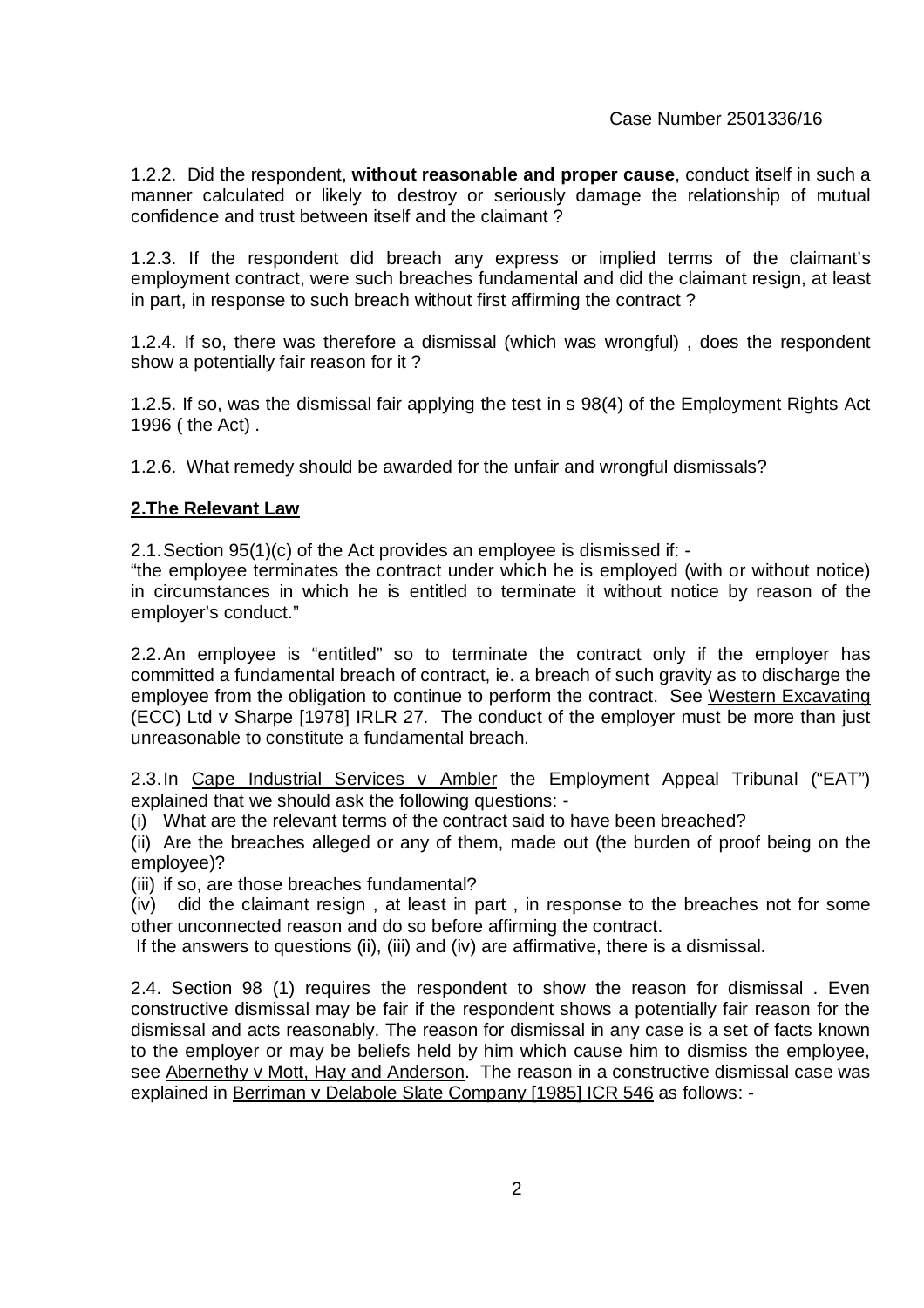1.2.2. Did the respondent, **without reasonable and proper cause**, conduct itself in such a manner calculated or likely to destroy or seriously damage the relationship of mutual confidence and trust between itself and the claimant ?

1.2.3. If the respondent did breach any express or implied terms of the claimant's employment contract, were such breaches fundamental and did the claimant resign, at least in part, in response to such breach without first affirming the contract ?

1.2.4. If so, there was therefore a dismissal (which was wrongful) , does the respondent show a potentially fair reason for it ?

1.2.5. If so, was the dismissal fair applying the test in s 98(4) of the Employment Rights Act 1996 ( the Act) .

1.2.6. What remedy should be awarded for the unfair and wrongful dismissals?

## 2.The Relevant Law

2.1. Section 95(1)(c) of the Act provides an employee is dismissed if: -
"the employee terminates the contract under which he is employed (with or without notice) in circumstances in which he is entitled to terminate it without notice by reason of the employer's conduct."

2.2. An employee is "entitled" so to terminate the contract only if the employer has committed a fundamental breach of contract, ie. a breach of such gravity as to discharge the employee from the obligation to continue to perform the contract. See Western Excavating (ECC) Ltd v Sharpe [1978] IRLR 27. The conduct of the employer must be more than just unreasonable to constitute a fundamental breach.

2.3. In Cape Industrial Services v Ambler the Employment Appeal Tribunal ("EAT") explained that we should ask the following questions: -

(i) What are the relevant terms of the contract said to have been breached?

(ii) Are the breaches alleged or any of them, made out (the burden of proof being on the employee)?

(iii) if so, are those breaches fundamental?

(iv) did the claimant resign , at least in part , in response to the breaches not for some other unconnected reason and do so before affirming the contract.

If the answers to questions (ii), (iii) and (iv) are affirmative, there is a dismissal.

2.4. Section 98 (1) requires the respondent to show the reason for dismissal . Even constructive dismissal may be fair if the respondent shows a potentially fair reason for the dismissal and acts reasonably. The reason for dismissal in any case is a set of facts known to the employer or may be beliefs held by him which cause him to dismiss the employee, see Abernethy v Mott, Hay and Anderson. The reason in a constructive dismissal case was explained in Berriman v Delabole Slate Company [1985] ICR 546 as follows: -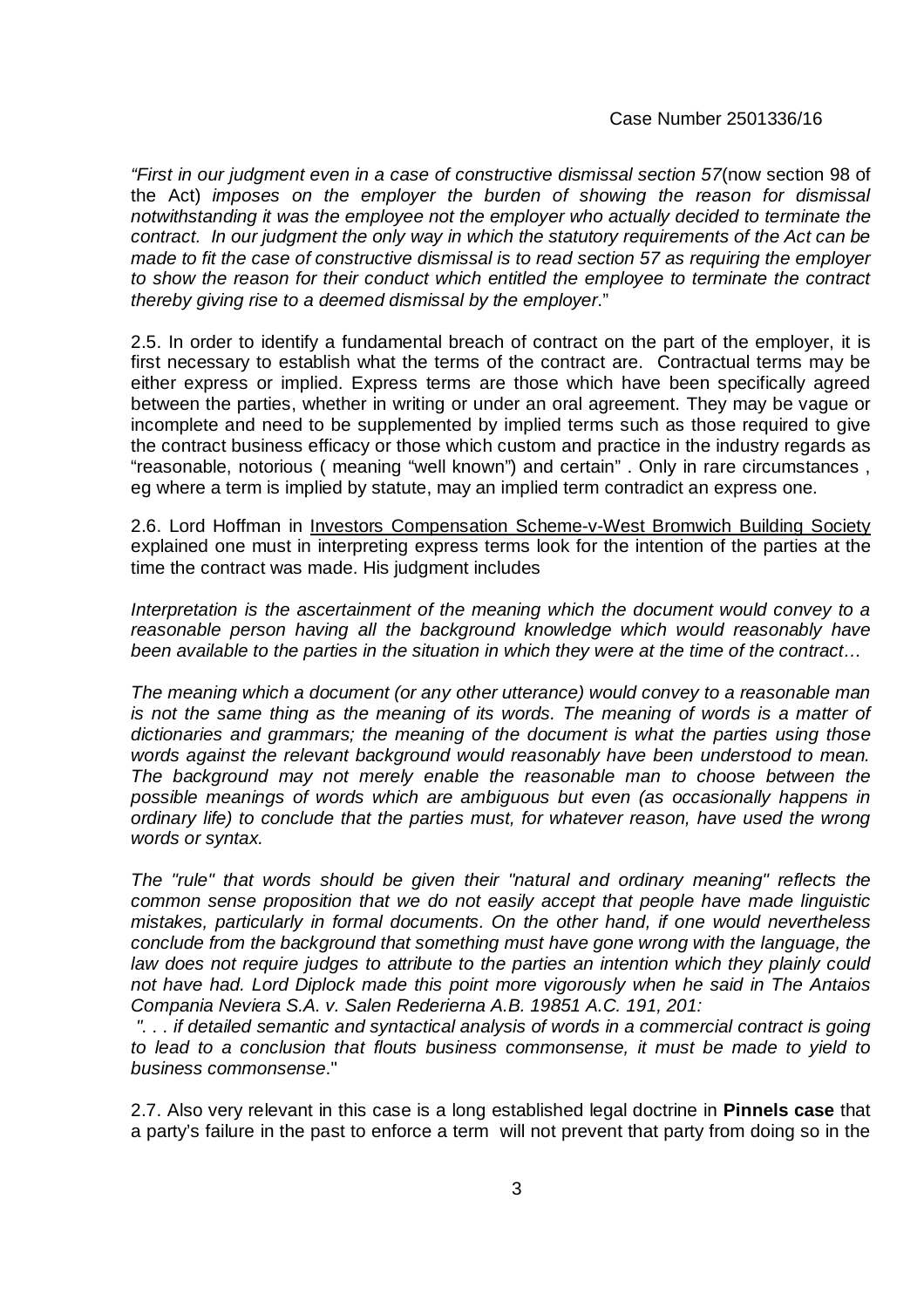*"First in our judgment even in a case of constructive dismissal section 57*(now section 98 of the Act) *imposes on the employer the burden of showing the reason for dismissal notwithstanding it was the employee not the employer who actually decided to terminate the contract. In our judgment the only way in which the statutory requirements of the Act can be made to fit the case of constructive dismissal is to read section 57 as requiring the employer to show the reason for their conduct which entitled the employee to terminate the contract thereby giving rise to a deemed dismissal by the employer*."

2.5. In order to identify a fundamental breach of contract on the part of the employer, it is first necessary to establish what the terms of the contract are. Contractual terms may be either express or implied. Express terms are those which have been specifically agreed between the parties, whether in writing or under an oral agreement. They may be vague or incomplete and need to be supplemented by implied terms such as those required to give the contract business efficacy or those which custom and practice in the industry regards as "reasonable, notorious ( meaning "well known") and certain" . Only in rare circumstances , eg where a term is implied by statute, may an implied term contradict an express one.

2.6. Lord Hoffman in Investors Compensation Scheme-v-West Bromwich Building Society explained one must in interpreting express terms look for the intention of the parties at the time the contract was made. His judgment includes

*Interpretation is the ascertainment of the meaning which the document would convey to a reasonable person having all the background knowledge which would reasonably have been available to the parties in the situation in which they were at the time of the contract…*

*The meaning which a document (or any other utterance) would convey to a reasonable man is not the same thing as the meaning of its words. The meaning of words is a matter of dictionaries and grammars; the meaning of the document is what the parties using those words against the relevant background would reasonably have been understood to mean. The background may not merely enable the reasonable man to choose between the possible meanings of words which are ambiguous but even (as occasionally happens in ordinary life) to conclude that the parties must, for whatever reason, have used the wrong words or syntax.*

*The "rule" that words should be given their "natural and ordinary meaning" reflects the common sense proposition that we do not easily accept that people have made linguistic mistakes, particularly in formal documents. On the other hand, if one would nevertheless conclude from the background that something must have gone wrong with the language, the law does not require judges to attribute to the parties an intention which they plainly could not have had. Lord Diplock made this point more vigorously when he said in The Antaios Compania Neviera S.A. v. Salen Rederierna A.B. 19851 A.C. 191, 201:*

*". . . if detailed semantic and syntactical analysis of words in a commercial contract is going to lead to a conclusion that flouts business commonsense, it must be made to yield to business commonsense*."

2.7. Also very relevant in this case is a long established legal doctrine in **Pinnels case** that a party's failure in the past to enforce a term will not prevent that party from doing so in the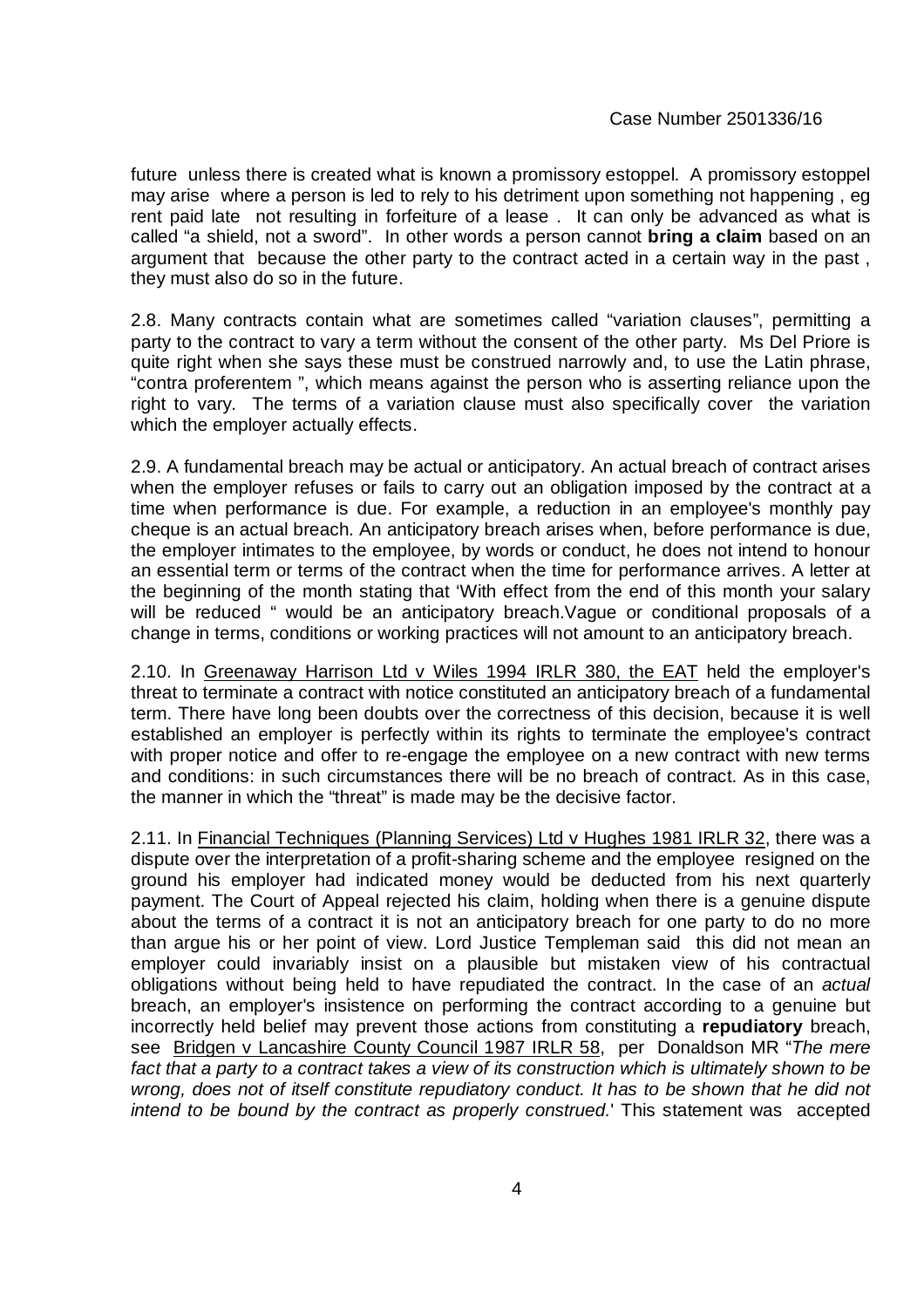future unless there is created what is known a promissory estoppel. A promissory estoppel may arise where a person is led to rely to his detriment upon something not happening , eg rent paid late not resulting in forfeiture of a lease . It can only be advanced as what is called "a shield, not a sword". In other words a person cannot **bring a claim** based on an argument that because the other party to the contract acted in a certain way in the past , they must also do so in the future.

2.8. Many contracts contain what are sometimes called "variation clauses", permitting a party to the contract to vary a term without the consent of the other party. Ms Del Priore is quite right when she says these must be construed narrowly and, to use the Latin phrase, "contra proferentem ", which means against the person who is asserting reliance upon the right to vary. The terms of a variation clause must also specifically cover the variation which the employer actually effects.

2.9. A fundamental breach may be actual or anticipatory. An actual breach of contract arises when the employer refuses or fails to carry out an obligation imposed by the contract at a time when performance is due. For example, a reduction in an employee's monthly pay cheque is an actual breach. An anticipatory breach arises when, before performance is due, the employer intimates to the employee, by words or conduct, he does not intend to honour an essential term or terms of the contract when the time for performance arrives. A letter at the beginning of the month stating that 'With effect from the end of this month your salary will be reduced " would be an anticipatory breach.Vague or conditional proposals of a change in terms, conditions or working practices will not amount to an anticipatory breach.

2.10. In Greenaway Harrison Ltd v Wiles 1994 IRLR 380, the EAT held the employer's threat to terminate a contract with notice constituted an anticipatory breach of a fundamental term. There have long been doubts over the correctness of this decision, because it is well established an employer is perfectly within its rights to terminate the employee's contract with proper notice and offer to re-engage the employee on a new contract with new terms and conditions: in such circumstances there will be no breach of contract. As in this case, the manner in which the "threat" is made may be the decisive factor.

2.11. In Financial Techniques (Planning Services) Ltd v Hughes 1981 IRLR 32, there was a dispute over the interpretation of a profit-sharing scheme and the employee resigned on the ground his employer had indicated money would be deducted from his next quarterly payment. The Court of Appeal rejected his claim, holding when there is a genuine dispute about the terms of a contract it is not an anticipatory breach for one party to do no more than argue his or her point of view. Lord Justice Templeman said this did not mean an employer could invariably insist on a plausible but mistaken view of his contractual obligations without being held to have repudiated the contract. In the case of an *actual* breach, an employer's insistence on performing the contract according to a genuine but incorrectly held belief may prevent those actions from constituting a **repudiatory** breach, see Bridgen v Lancashire County Council 1987 IRLR 58, per Donaldson MR "*The mere fact that a party to a contract takes a view of its construction which is ultimately shown to be wrong, does not of itself constitute repudiatory conduct. It has to be shown that he did not intend to be bound by the contract as properly construed.*' This statement was accepted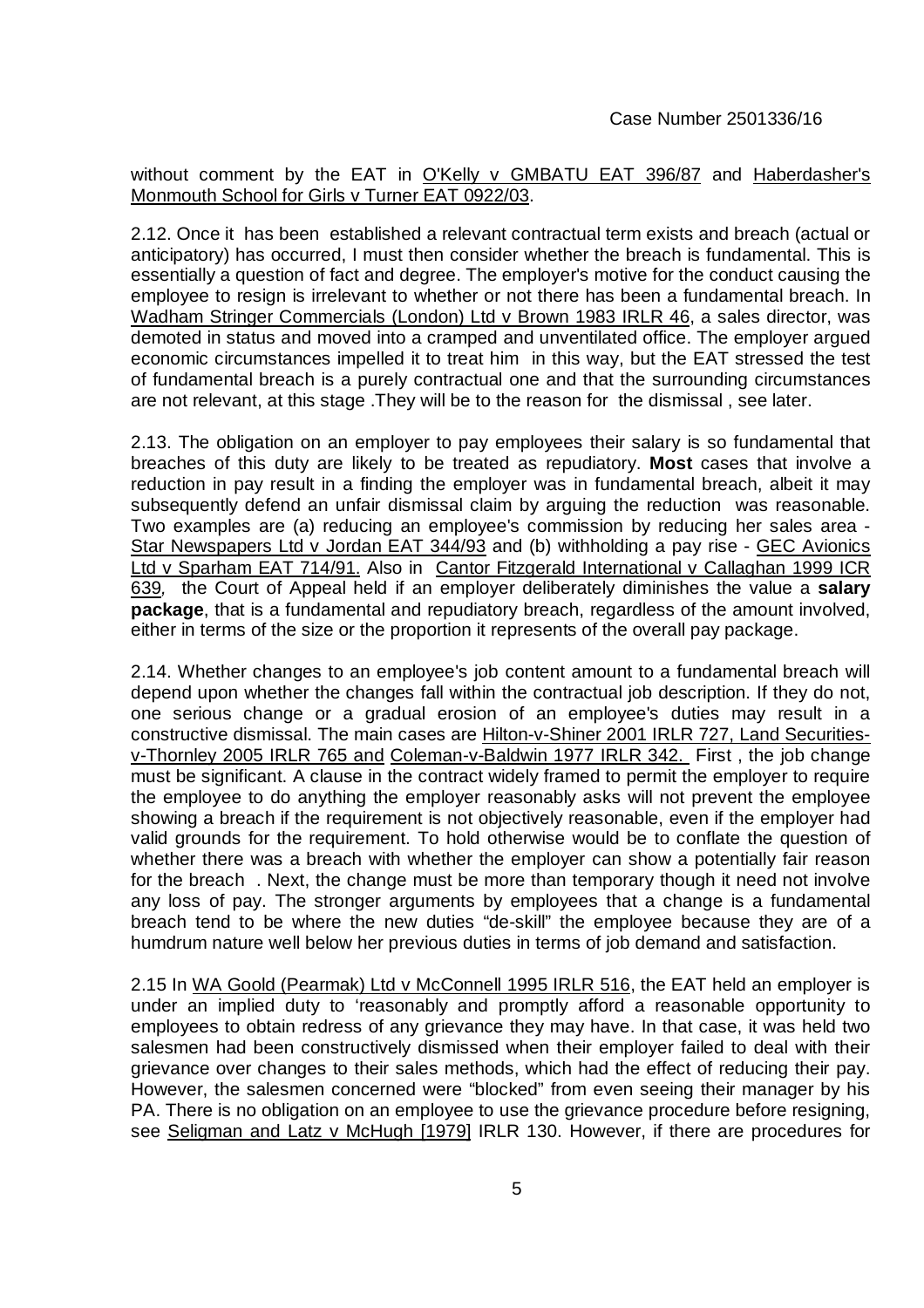without comment by the EAT in O'Kelly v GMBATU EAT 396/87 and Haberdasher's Monmouth School for Girls v Turner EAT 0922/03.

2.12. Once it has been established a relevant contractual term exists and breach (actual or anticipatory) has occurred, I must then consider whether the breach is fundamental. This is essentially a question of fact and degree. The employer's motive for the conduct causing the employee to resign is irrelevant to whether or not there has been a fundamental breach. In Wadham Stringer Commercials (London) Ltd v Brown 1983 IRLR 46, a sales director, was demoted in status and moved into a cramped and unventilated office. The employer argued economic circumstances impelled it to treat him in this way, but the EAT stressed the test of fundamental breach is a purely contractual one and that the surrounding circumstances are not relevant, at this stage .They will be to the reason for the dismissal , see later.

2.13. The obligation on an employer to pay employees their salary is so fundamental that breaches of this duty are likely to be treated as repudiatory. **Most** cases that involve a reduction in pay result in a finding the employer was in fundamental breach, albeit it may subsequently defend an unfair dismissal claim by arguing the reduction was reasonable. Two examples are (a) reducing an employee's commission by reducing her sales area - Star Newspapers Ltd v Jordan EAT 344/93 and (b) withholding a pay rise - GEC Avionics Ltd v Sparham EAT 714/91. Also in Cantor Fitzgerald International v Callaghan 1999 ICR 639, the Court of Appeal held if an employer deliberately diminishes the value a **salary package**, that is a fundamental and repudiatory breach, regardless of the amount involved, either in terms of the size or the proportion it represents of the overall pay package.

2.14. Whether changes to an employee's job content amount to a fundamental breach will depend upon whether the changes fall within the contractual job description. If they do not, one serious change or a gradual erosion of an employee's duties may result in a constructive dismissal. The main cases are Hilton-v-Shiner 2001 IRLR 727, Land Securities-v-Thornley 2005 IRLR 765 and Coleman-v-Baldwin 1977 IRLR 342. First , the job change must be significant. A clause in the contract widely framed to permit the employer to require the employee to do anything the employer reasonably asks will not prevent the employee showing a breach if the requirement is not objectively reasonable, even if the employer had valid grounds for the requirement. To hold otherwise would be to conflate the question of whether there was a breach with whether the employer can show a potentially fair reason for the breach . Next, the change must be more than temporary though it need not involve any loss of pay. The stronger arguments by employees that a change is a fundamental breach tend to be where the new duties "de-skill" the employee because they are of a humdrum nature well below her previous duties in terms of job demand and satisfaction.

2.15 In WA Goold (Pearmak) Ltd v McConnell 1995 IRLR 516, the EAT held an employer is under an implied duty to 'reasonably and promptly afford a reasonable opportunity to employees to obtain redress of any grievance they may have. In that case, it was held two salesmen had been constructively dismissed when their employer failed to deal with their grievance over changes to their sales methods, which had the effect of reducing their pay. However, the salesmen concerned were "blocked" from even seeing their manager by his PA. There is no obligation on an employee to use the grievance procedure before resigning, see Seligman and Latz v McHugh [1979] IRLR 130. However, if there are procedures for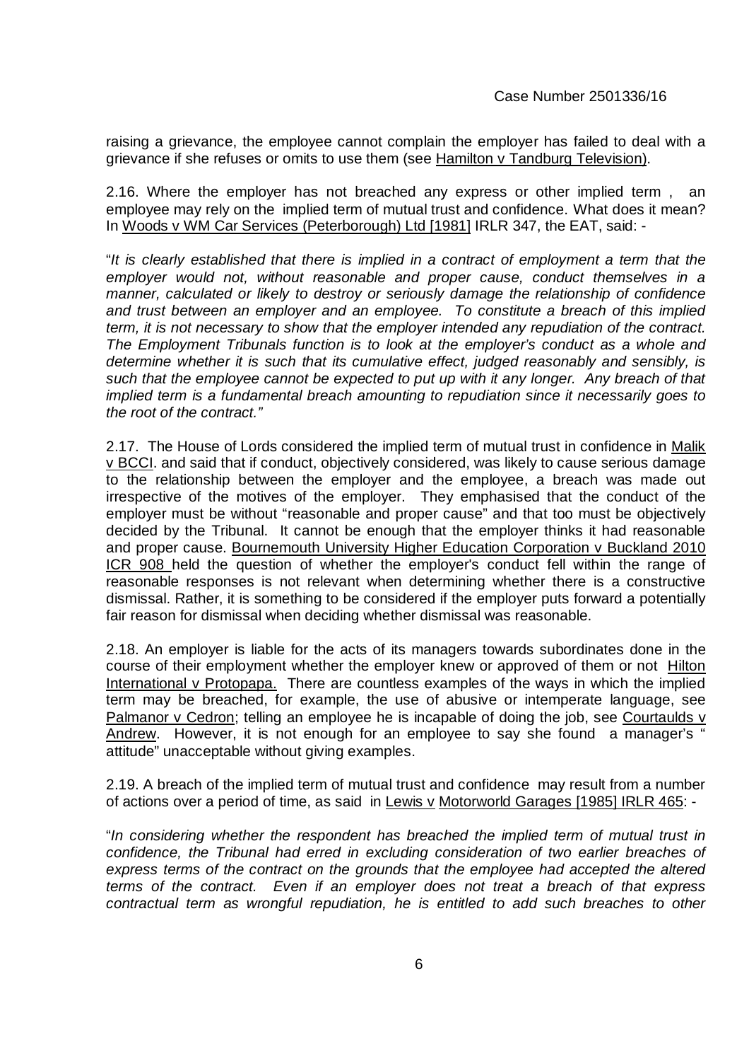raising a grievance, the employee cannot complain the employer has failed to deal with a grievance if she refuses or omits to use them (see Hamilton v Tandburg Television).

2.16. Where the employer has not breached any express or other implied term , an employee may rely on the implied term of mutual trust and confidence. What does it mean? In Woods v WM Car Services (Peterborough) Ltd [1981] IRLR 347, the EAT, said: -

"*It is clearly established that there is implied in a contract of employment a term that the employer would not, without reasonable and proper cause, conduct themselves in a manner, calculated or likely to destroy or seriously damage the relationship of confidence and trust between an employer and an employee. To constitute a breach of this implied term, it is not necessary to show that the employer intended any repudiation of the contract. The Employment Tribunals function is to look at the employer's conduct as a whole and determine whether it is such that its cumulative effect, judged reasonably and sensibly, is such that the employee cannot be expected to put up with it any longer. Any breach of that implied term is a fundamental breach amounting to repudiation since it necessarily goes to the root of the contract.*"

2.17. The House of Lords considered the implied term of mutual trust in confidence in Malik v BCCI. and said that if conduct, objectively considered, was likely to cause serious damage to the relationship between the employer and the employee, a breach was made out irrespective of the motives of the employer. They emphasised that the conduct of the employer must be without "reasonable and proper cause" and that too must be objectively decided by the Tribunal. It cannot be enough that the employer thinks it had reasonable and proper cause. Bournemouth University Higher Education Corporation v Buckland 2010 ICR 908 held the question of whether the employer's conduct fell within the range of reasonable responses is not relevant when determining whether there is a constructive dismissal. Rather, it is something to be considered if the employer puts forward a potentially fair reason for dismissal when deciding whether dismissal was reasonable.

2.18. An employer is liable for the acts of its managers towards subordinates done in the course of their employment whether the employer knew or approved of them or not Hilton International v Protopapa. There are countless examples of the ways in which the implied term may be breached, for example, the use of abusive or intemperate language, see Palmanor v Cedron; telling an employee he is incapable of doing the job, see Courtaulds v Andrew. However, it is not enough for an employee to say she found a manager's " attitude" unacceptable without giving examples.

2.19. A breach of the implied term of mutual trust and confidence may result from a number of actions over a period of time, as said in Lewis v Motorworld Garages [1985] IRLR 465: -

"*In considering whether the respondent has breached the implied term of mutual trust in confidence, the Tribunal had erred in excluding consideration of two earlier breaches of express terms of the contract on the grounds that the employee had accepted the altered terms of the contract. Even if an employer does not treat a breach of that express contractual term as wrongful repudiation, he is entitled to add such breaches to other*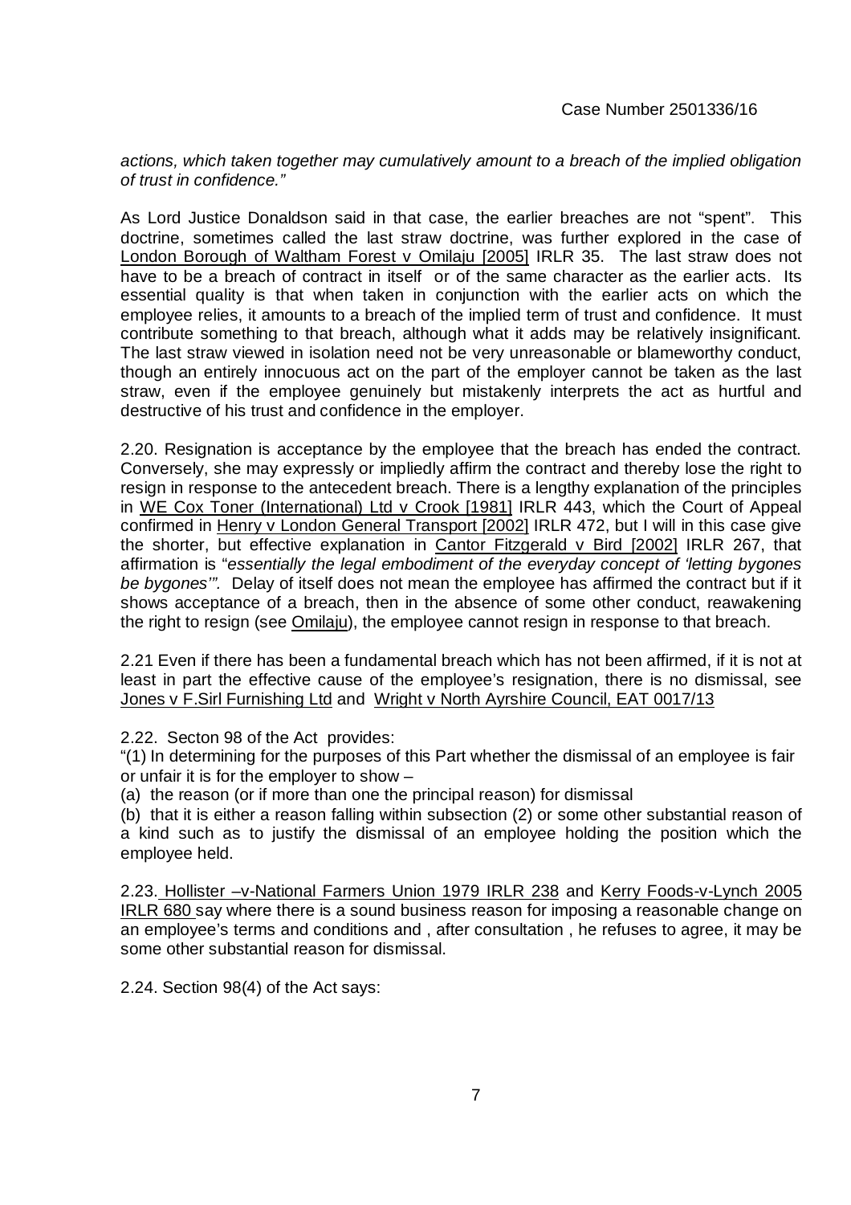*actions, which taken together may cumulatively amount to a breach of the implied obligation of trust in confidence."*

As Lord Justice Donaldson said in that case, the earlier breaches are not "spent". This doctrine, sometimes called the last straw doctrine, was further explored in the case of London Borough of Waltham Forest v Omilaju [2005] IRLR 35. The last straw does not have to be a breach of contract in itself or of the same character as the earlier acts. Its essential quality is that when taken in conjunction with the earlier acts on which the employee relies, it amounts to a breach of the implied term of trust and confidence. It must contribute something to that breach, although what it adds may be relatively insignificant. The last straw viewed in isolation need not be very unreasonable or blameworthy conduct, though an entirely innocuous act on the part of the employer cannot be taken as the last straw, even if the employee genuinely but mistakenly interprets the act as hurtful and destructive of his trust and confidence in the employer.

2.20. Resignation is acceptance by the employee that the breach has ended the contract. Conversely, she may expressly or impliedly affirm the contract and thereby lose the right to resign in response to the antecedent breach. There is a lengthy explanation of the principles in WE Cox Toner (International) Ltd v Crook [1981] IRLR 443, which the Court of Appeal confirmed in Henry v London General Transport [2002] IRLR 472, but I will in this case give the shorter, but effective explanation in Cantor Fitzgerald v Bird [2002] IRLR 267, that affirmation is "*essentially the legal embodiment of the everyday concept of 'letting bygones be bygones'".* Delay of itself does not mean the employee has affirmed the contract but if it shows acceptance of a breach, then in the absence of some other conduct, reawakening the right to resign (see Omilaju), the employee cannot resign in response to that breach.

2.21 Even if there has been a fundamental breach which has not been affirmed, if it is not at least in part the effective cause of the employee's resignation, there is no dismissal, see Jones v F.Sirl Furnishing Ltd and Wright v North Ayrshire Council, EAT 0017/13

2.22. Secton 98 of the Act provides:

"(1) In determining for the purposes of this Part whether the dismissal of an employee is fair or unfair it is for the employer to show –

(a) the reason (or if more than one the principal reason) for dismissal

(b) that it is either a reason falling within subsection (2) or some other substantial reason of a kind such as to justify the dismissal of an employee holding the position which the employee held.

2.23. Hollister –v-National Farmers Union 1979 IRLR 238 and Kerry Foods-v-Lynch 2005 IRLR 680 say where there is a sound business reason for imposing a reasonable change on an employee's terms and conditions and , after consultation , he refuses to agree, it may be some other substantial reason for dismissal.

2.24. Section 98(4) of the Act says: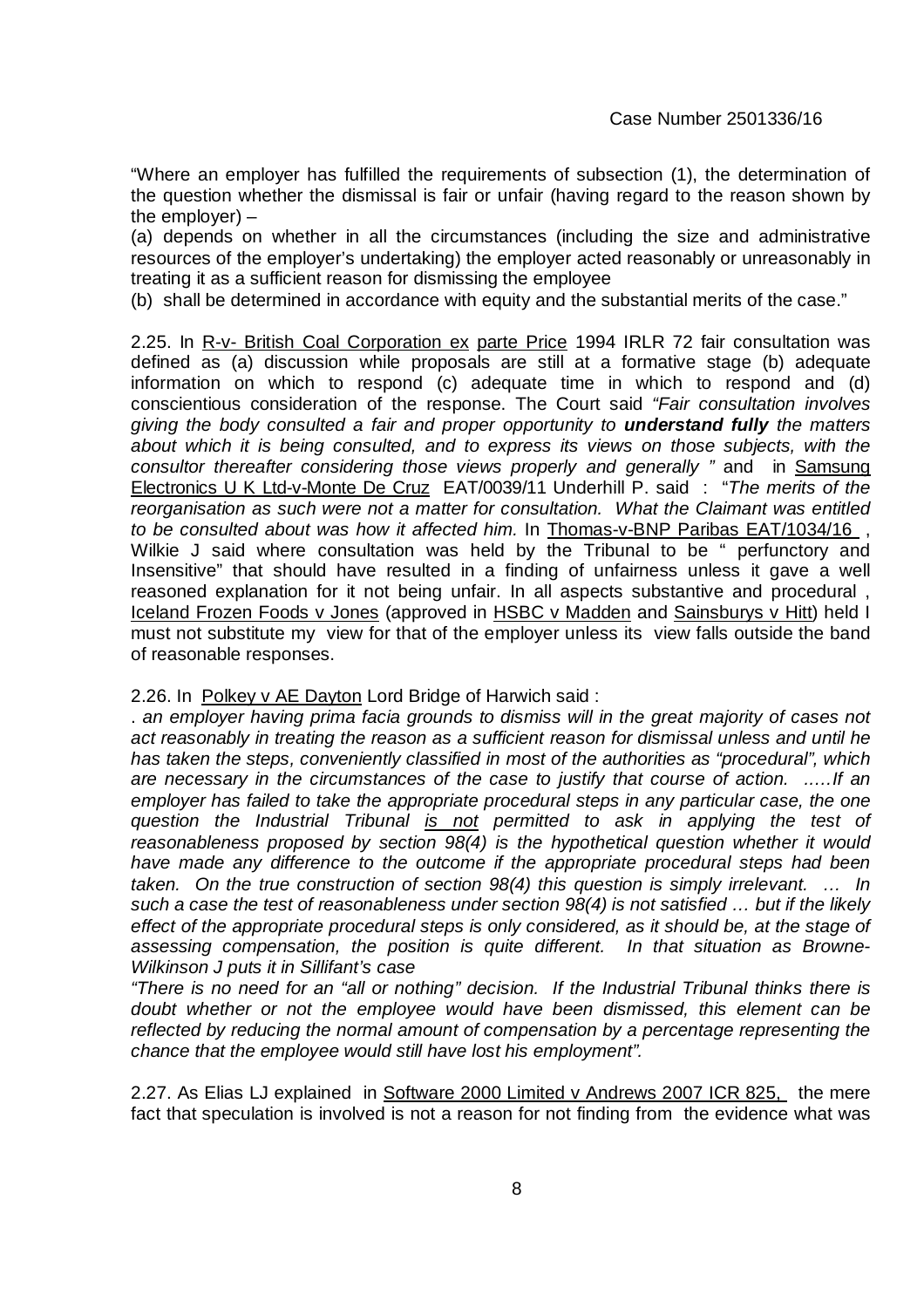"Where an employer has fulfilled the requirements of subsection (1), the determination of the question whether the dismissal is fair or unfair (having regard to the reason shown by the employer) –

(a) depends on whether in all the circumstances (including the size and administrative resources of the employer's undertaking) the employer acted reasonably or unreasonably in treating it as a sufficient reason for dismissing the employee

(b) shall be determined in accordance with equity and the substantial merits of the case."

2.25. In R-v- British Coal Corporation ex parte Price 1994 IRLR 72 fair consultation was defined as (a) discussion while proposals are still at a formative stage (b) adequate information on which to respond (c) adequate time in which to respond and (d) conscientious consideration of the response. The Court said *"Fair consultation involves giving the body consulted a fair and proper opportunity to **understand fully** the matters about which it is being consulted, and to express its views on those subjects, with the consultor thereafter considering those views properly and generally "* and in Samsung Electronics U K Ltd-v-Monte De Cruz EAT/0039/11 Underhill P. said : "*The merits of the reorganisation as such were not a matter for consultation. What the Claimant was entitled to be consulted about was how it affected him.* In Thomas-v-BNP Paribas EAT/1034/16 , Wilkie J said where consultation was held by the Tribunal to be " perfunctory and Insensitive" that should have resulted in a finding of unfairness unless it gave a well reasoned explanation for it not being unfair. In all aspects substantive and procedural , Iceland Frozen Foods v Jones (approved in HSBC v Madden and Sainsburys v Hitt) held I must not substitute my view for that of the employer unless its view falls outside the band of reasonable responses.

2.26. In Polkey v AE Dayton Lord Bridge of Harwich said :

*. an employer having prima facia grounds to dismiss will in the great majority of cases not act reasonably in treating the reason as a sufficient reason for dismissal unless and until he has taken the steps, conveniently classified in most of the authorities as "procedural", which are necessary in the circumstances of the case to justify that course of action. .....If an employer has failed to take the appropriate procedural steps in any particular case, the one question the Industrial Tribunal is not permitted to ask in applying the test of reasonableness proposed by section 98(4) is the hypothetical question whether it would have made any difference to the outcome if the appropriate procedural steps had been taken. On the true construction of section 98(4) this question is simply irrelevant. ... In such a case the test of reasonableness under section 98(4) is not satisfied … but if the likely effect of the appropriate procedural steps is only considered, as it should be, at the stage of assessing compensation, the position is quite different. In that situation as Browne-Wilkinson J puts it in Sillifant's case*

*"There is no need for an "all or nothing" decision. If the Industrial Tribunal thinks there is doubt whether or not the employee would have been dismissed, this element can be reflected by reducing the normal amount of compensation by a percentage representing the chance that the employee would still have lost his employment".*

2.27. As Elias LJ explained in Software 2000 Limited v Andrews 2007 ICR 825, the mere fact that speculation is involved is not a reason for not finding from the evidence what was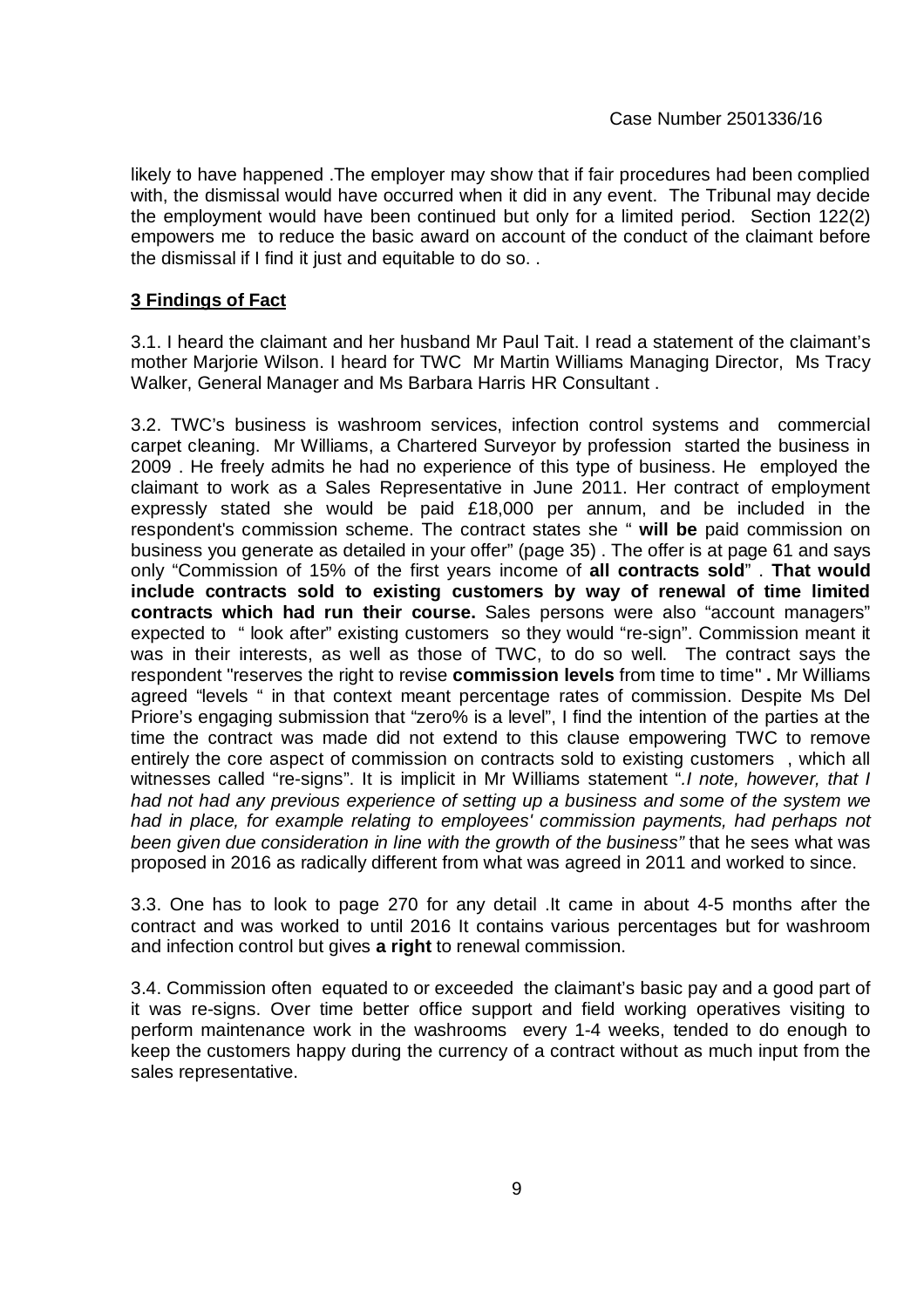likely to have happened .The employer may show that if fair procedures had been complied with, the dismissal would have occurred when it did in any event. The Tribunal may decide the employment would have been continued but only for a limited period. Section 122(2) empowers me to reduce the basic award on account of the conduct of the claimant before the dismissal if I find it just and equitable to do so. .

## 3 Findings of Fact

3.1. I heard the claimant and her husband Mr Paul Tait. I read a statement of the claimant's mother Marjorie Wilson. I heard for TWC Mr Martin Williams Managing Director, Ms Tracy Walker, General Manager and Ms Barbara Harris HR Consultant .

3.2. TWC's business is washroom services, infection control systems and commercial carpet cleaning. Mr Williams, a Chartered Surveyor by profession started the business in 2009 . He freely admits he had no experience of this type of business. He employed the claimant to work as a Sales Representative in June 2011. Her contract of employment expressly stated she would be paid £18,000 per annum, and be included in the respondent's commission scheme. The contract states she " **will be** paid commission on business you generate as detailed in your offer" (page 35) . The offer is at page 61 and says only "Commission of 15% of the first years income of **all contracts sold**" . **That would include contracts sold to existing customers by way of renewal of time limited contracts which had run their course.** Sales persons were also "account managers" expected to " look after" existing customers so they would "re-sign". Commission meant it was in their interests, as well as those of TWC, to do so well. The contract says the respondent "reserves the right to revise **commission levels** from time to time" **.** Mr Williams agreed "levels " in that context meant percentage rates of commission. Despite Ms Del Priore's engaging submission that "zero% is a level", I find the intention of the parties at the time the contract was made did not extend to this clause empowering TWC to remove entirely the core aspect of commission on contracts sold to existing customers , which all witnesses called "re-signs". It is implicit in Mr Williams statement ".*I note, however, that I had not had any previous experience of setting up a business and some of the system we had in place, for example relating to employees' commission payments, had perhaps not been given due consideration in line with the growth of the business"* that he sees what was proposed in 2016 as radically different from what was agreed in 2011 and worked to since.

3.3. One has to look to page 270 for any detail .It came in about 4-5 months after the contract and was worked to until 2016 It contains various percentages but for washroom and infection control but gives **a right** to renewal commission.

3.4. Commission often equated to or exceeded the claimant's basic pay and a good part of it was re-signs. Over time better office support and field working operatives visiting to perform maintenance work in the washrooms every 1-4 weeks, tended to do enough to keep the customers happy during the currency of a contract without as much input from the sales representative.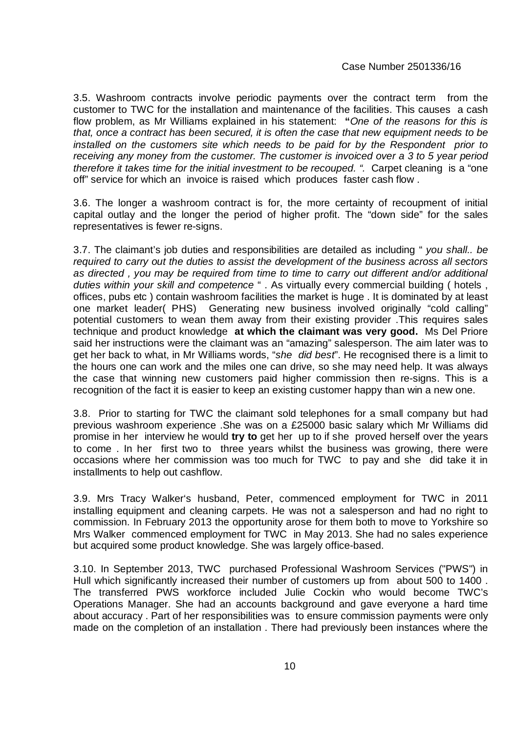3.5. Washroom contracts involve periodic payments over the contract term from the customer to TWC for the installation and maintenance of the facilities. This causes a cash flow problem, as Mr Williams explained in his statement: **"***One of the reasons for this is that, once a contract has been secured, it is often the case that new equipment needs to be installed on the customers site which needs to be paid for by the Respondent prior to receiving any money from the customer. The customer is invoiced over a 3 to 5 year period therefore it takes time for the initial investment to be recouped. ".* Carpet cleaning is a "one off" service for which an invoice is raised which produces faster cash flow .

3.6. The longer a washroom contract is for, the more certainty of recoupment of initial capital outlay and the longer the period of higher profit. The "down side" for the sales representatives is fewer re-signs.

3.7. The claimant's job duties and responsibilities are detailed as including " *you shall.. be required to carry out the duties to assist the development of the business across all sectors as directed , you may be required from time to time to carry out different and/or additional duties within your skill and competence* " . As virtually every commercial building ( hotels , offices, pubs etc ) contain washroom facilities the market is huge . It is dominated by at least one market leader( PHS) Generating new business involved originally "cold calling" potential customers to wean them away from their existing provider .This requires sales technique and product knowledge **at which the claimant was very good.** Ms Del Priore said her instructions were the claimant was an "amazing" salesperson. The aim later was to get her back to what, in Mr Williams words, "*she did best*". He recognised there is a limit to the hours one can work and the miles one can drive, so she may need help. It was always the case that winning new customers paid higher commission then re-signs. This is a recognition of the fact it is easier to keep an existing customer happy than win a new one.

3.8. Prior to starting for TWC the claimant sold telephones for a small company but had previous washroom experience .She was on a £25000 basic salary which Mr Williams did promise in her interview he would **try to** get her up to if she proved herself over the years to come . In her first two to three years whilst the business was growing, there were occasions where her commission was too much for TWC to pay and she did take it in installments to help out cashflow.

3.9. Mrs Tracy Walker's husband, Peter, commenced employment for TWC in 2011 installing equipment and cleaning carpets. He was not a salesperson and had no right to commission. In February 2013 the opportunity arose for them both to move to Yorkshire so Mrs Walker commenced employment for TWC in May 2013. She had no sales experience but acquired some product knowledge. She was largely office-based.

3.10. In September 2013, TWC purchased Professional Washroom Services ("PWS") in Hull which significantly increased their number of customers up from about 500 to 1400 . The transferred PWS workforce included Julie Cockin who would become TWC's Operations Manager. She had an accounts background and gave everyone a hard time about accuracy . Part of her responsibilities was to ensure commission payments were only made on the completion of an installation . There had previously been instances where the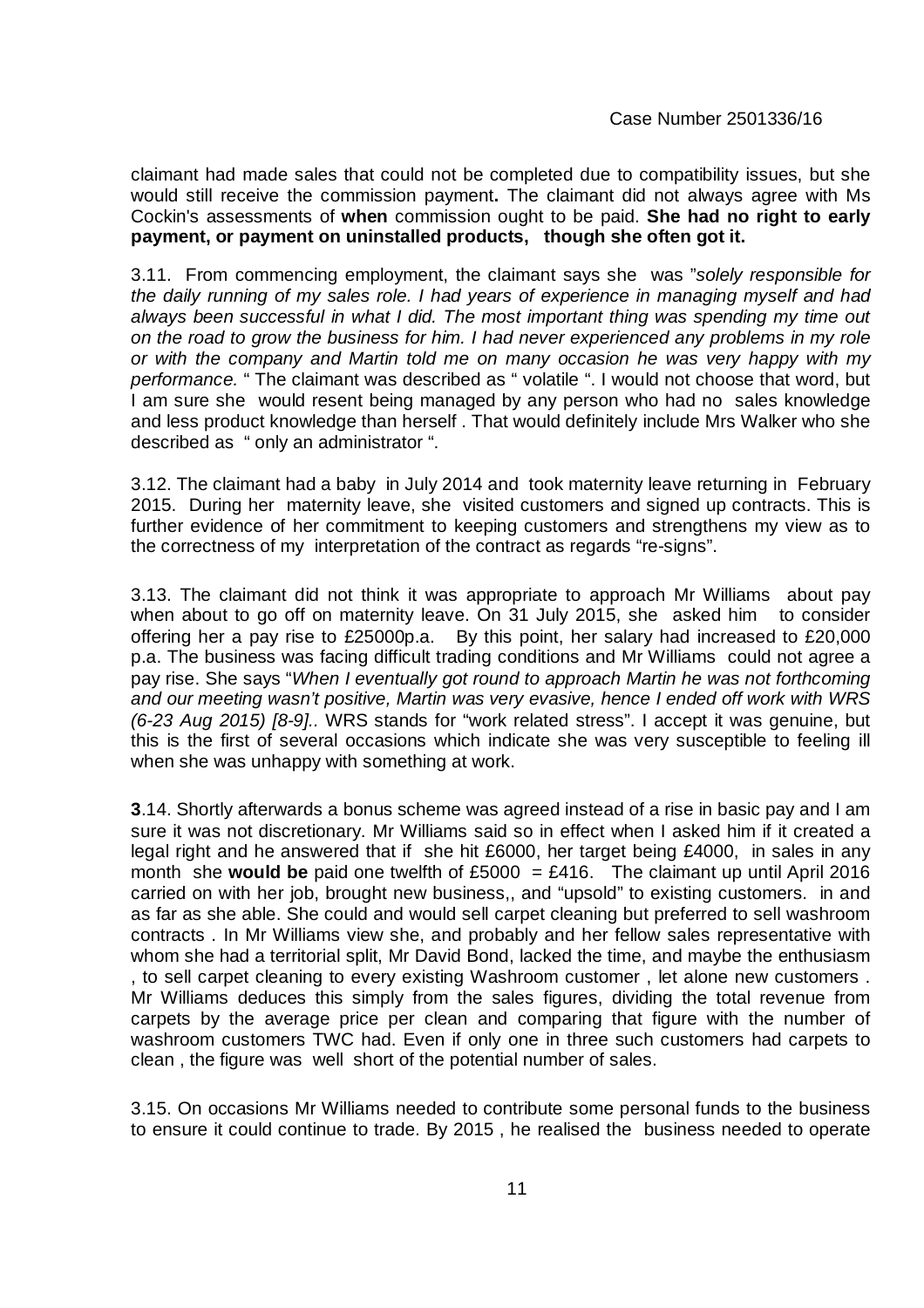claimant had made sales that could not be completed due to compatibility issues, but she would still receive the commission payment**.** The claimant did not always agree with Ms Cockin's assessments of **when** commission ought to be paid. **She had no right to early payment, or payment on uninstalled products, though she often got it.**

3.11. From commencing employment, the claimant says she was "*solely responsible for the daily running of my sales role. I had years of experience in managing myself and had always been successful in what I did. The most important thing was spending my time out on the road to grow the business for him. I had never experienced any problems in my role or with the company and Martin told me on many occasion he was very happy with my performance.* " The claimant was described as " volatile ". I would not choose that word, but I am sure she would resent being managed by any person who had no sales knowledge and less product knowledge than herself . That would definitely include Mrs Walker who she described as " only an administrator ".

3.12. The claimant had a baby in July 2014 and took maternity leave returning in February 2015. During her maternity leave, she visited customers and signed up contracts. This is further evidence of her commitment to keeping customers and strengthens my view as to the correctness of my interpretation of the contract as regards "re-signs".

3.13. The claimant did not think it was appropriate to approach Mr Williams about pay when about to go off on maternity leave. On 31 July 2015, she asked him to consider offering her a pay rise to £25000p.a. By this point, her salary had increased to £20,000 p.a. The business was facing difficult trading conditions and Mr Williams could not agree a pay rise. She says "*When I eventually got round to approach Martin he was not forthcoming and our meeting wasn't positive, Martin was very evasive, hence I ended off work with WRS (6-23 Aug 2015) [8-9].*. WRS stands for "work related stress". I accept it was genuine, but this is the first of several occasions which indicate she was very susceptible to feeling ill when she was unhappy with something at work.

**3**.14. Shortly afterwards a bonus scheme was agreed instead of a rise in basic pay and I am sure it was not discretionary. Mr Williams said so in effect when I asked him if it created a legal right and he answered that if she hit £6000, her target being £4000, in sales in any month she **would be** paid one twelfth of £5000 = £416. The claimant up until April 2016 carried on with her job, brought new business,, and "upsold" to existing customers. in and as far as she able. She could and would sell carpet cleaning but preferred to sell washroom contracts . In Mr Williams view she, and probably and her fellow sales representative with whom she had a territorial split, Mr David Bond, lacked the time, and maybe the enthusiasm , to sell carpet cleaning to every existing Washroom customer , let alone new customers . Mr Williams deduces this simply from the sales figures, dividing the total revenue from carpets by the average price per clean and comparing that figure with the number of washroom customers TWC had. Even if only one in three such customers had carpets to clean , the figure was well short of the potential number of sales.

3.15. On occasions Mr Williams needed to contribute some personal funds to the business to ensure it could continue to trade. By 2015 , he realised the business needed to operate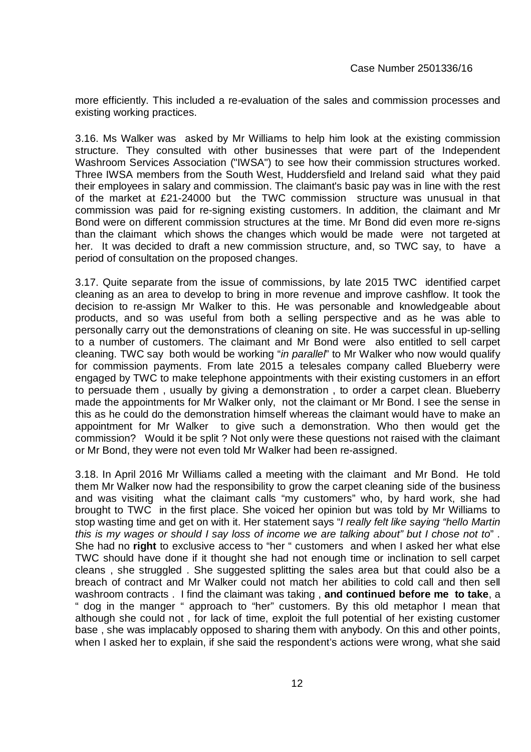more efficiently. This included a re-evaluation of the sales and commission processes and existing working practices.

3.16. Ms Walker was asked by Mr Williams to help him look at the existing commission structure. They consulted with other businesses that were part of the Independent Washroom Services Association ("IWSA") to see how their commission structures worked. Three IWSA members from the South West, Huddersfield and Ireland said what they paid their employees in salary and commission. The claimant's basic pay was in line with the rest of the market at £21-24000 but the TWC commission structure was unusual in that commission was paid for re-signing existing customers. In addition, the claimant and Mr Bond were on different commission structures at the time. Mr Bond did even more re-signs than the claimant which shows the changes which would be made were not targeted at her. It was decided to draft a new commission structure, and, so TWC say, to have a period of consultation on the proposed changes.

3.17. Quite separate from the issue of commissions, by late 2015 TWC identified carpet cleaning as an area to develop to bring in more revenue and improve cashflow. It took the decision to re-assign Mr Walker to this. He was personable and knowledgeable about products, and so was useful from both a selling perspective and as he was able to personally carry out the demonstrations of cleaning on site. He was successful in up-selling to a number of customers. The claimant and Mr Bond were also entitled to sell carpet cleaning. TWC say both would be working "*in parallel*" to Mr Walker who now would qualify for commission payments. From late 2015 a telesales company called Blueberry were engaged by TWC to make telephone appointments with their existing customers in an effort to persuade them , usually by giving a demonstration , to order a carpet clean. Blueberry made the appointments for Mr Walker only, not the claimant or Mr Bond. I see the sense in this as he could do the demonstration himself whereas the claimant would have to make an appointment for Mr Walker to give such a demonstration. Who then would get the commission? Would it be split ? Not only were these questions not raised with the claimant or Mr Bond, they were not even told Mr Walker had been re-assigned.

3.18. In April 2016 Mr Williams called a meeting with the claimant and Mr Bond. He told them Mr Walker now had the responsibility to grow the carpet cleaning side of the business and was visiting what the claimant calls "my customers" who, by hard work, she had brought to TWC in the first place. She voiced her opinion but was told by Mr Williams to stop wasting time and get on with it. Her statement says "*I really felt like saying "hello Martin this is my wages or should I say loss of income we are talking about" but I chose not to*" . She had no **right** to exclusive access to "her " customers and when I asked her what else TWC should have done if it thought she had not enough time or inclination to sell carpet cleans , she struggled . She suggested splitting the sales area but that could also be a breach of contract and Mr Walker could not match her abilities to cold call and then sell washroom contracts . I find the claimant was taking , **and continued before me to take**, a " dog in the manger " approach to "her" customers. By this old metaphor I mean that although she could not , for lack of time, exploit the full potential of her existing customer base , she was implacably opposed to sharing them with anybody. On this and other points, when I asked her to explain, if she said the respondent's actions were wrong, what she said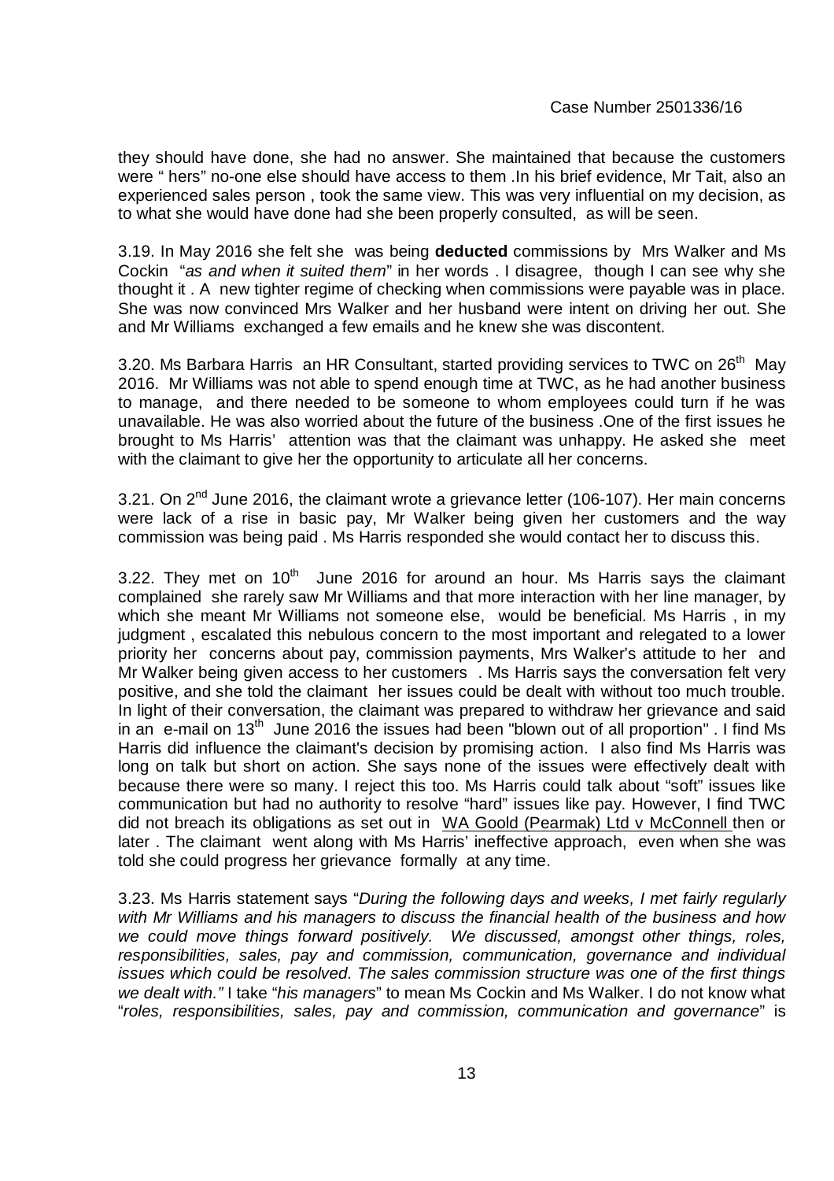they should have done, she had no answer. She maintained that because the customers were " hers" no-one else should have access to them .In his brief evidence, Mr Tait, also an experienced sales person , took the same view. This was very influential on my decision, as to what she would have done had she been properly consulted, as will be seen.

3.19. In May 2016 she felt she was being **deducted** commissions by Mrs Walker and Ms Cockin "*as and when it suited them*" in her words . I disagree, though I can see why she thought it . A new tighter regime of checking when commissions were payable was in place. She was now convinced Mrs Walker and her husband were intent on driving her out. She and Mr Williams exchanged a few emails and he knew she was discontent.

3.20. Ms Barbara Harris an HR Consultant, started providing services to TWC on 26th May 2016. Mr Williams was not able to spend enough time at TWC, as he had another business to manage, and there needed to be someone to whom employees could turn if he was unavailable. He was also worried about the future of the business .One of the first issues he brought to Ms Harris' attention was that the claimant was unhappy. He asked she meet with the claimant to give her the opportunity to articulate all her concerns.

3.21. On 2nd June 2016, the claimant wrote a grievance letter (106-107). Her main concerns were lack of a rise in basic pay, Mr Walker being given her customers and the way commission was being paid . Ms Harris responded she would contact her to discuss this.

3.22. They met on 10th June 2016 for around an hour. Ms Harris says the claimant complained she rarely saw Mr Williams and that more interaction with her line manager, by which she meant Mr Williams not someone else, would be beneficial. Ms Harris , in my judgment , escalated this nebulous concern to the most important and relegated to a lower priority her concerns about pay, commission payments, Mrs Walker's attitude to her and Mr Walker being given access to her customers . Ms Harris says the conversation felt very positive, and she told the claimant her issues could be dealt with without too much trouble. In light of their conversation, the claimant was prepared to withdraw her grievance and said in an e-mail on 13th June 2016 the issues had been "blown out of all proportion" . I find Ms Harris did influence the claimant's decision by promising action. I also find Ms Harris was long on talk but short on action. She says none of the issues were effectively dealt with because there were so many. I reject this too. Ms Harris could talk about "soft" issues like communication but had no authority to resolve "hard" issues like pay. However, I find TWC did not breach its obligations as set out in WA Goold (Pearmak) Ltd v McConnell then or later . The claimant went along with Ms Harris' ineffective approach, even when she was told she could progress her grievance formally at any time.

3.23. Ms Harris statement says "*During the following days and weeks, I met fairly regularly with Mr Williams and his managers to discuss the financial health of the business and how we could move things forward positively. We discussed, amongst other things, roles, responsibilities, sales, pay and commission, communication, governance and individual issues which could be resolved. The sales commission structure was one of the first things we dealt with.*" I take "*his managers*" to mean Ms Cockin and Ms Walker. I do not know what "*roles, responsibilities, sales, pay and commission, communication and governance*" is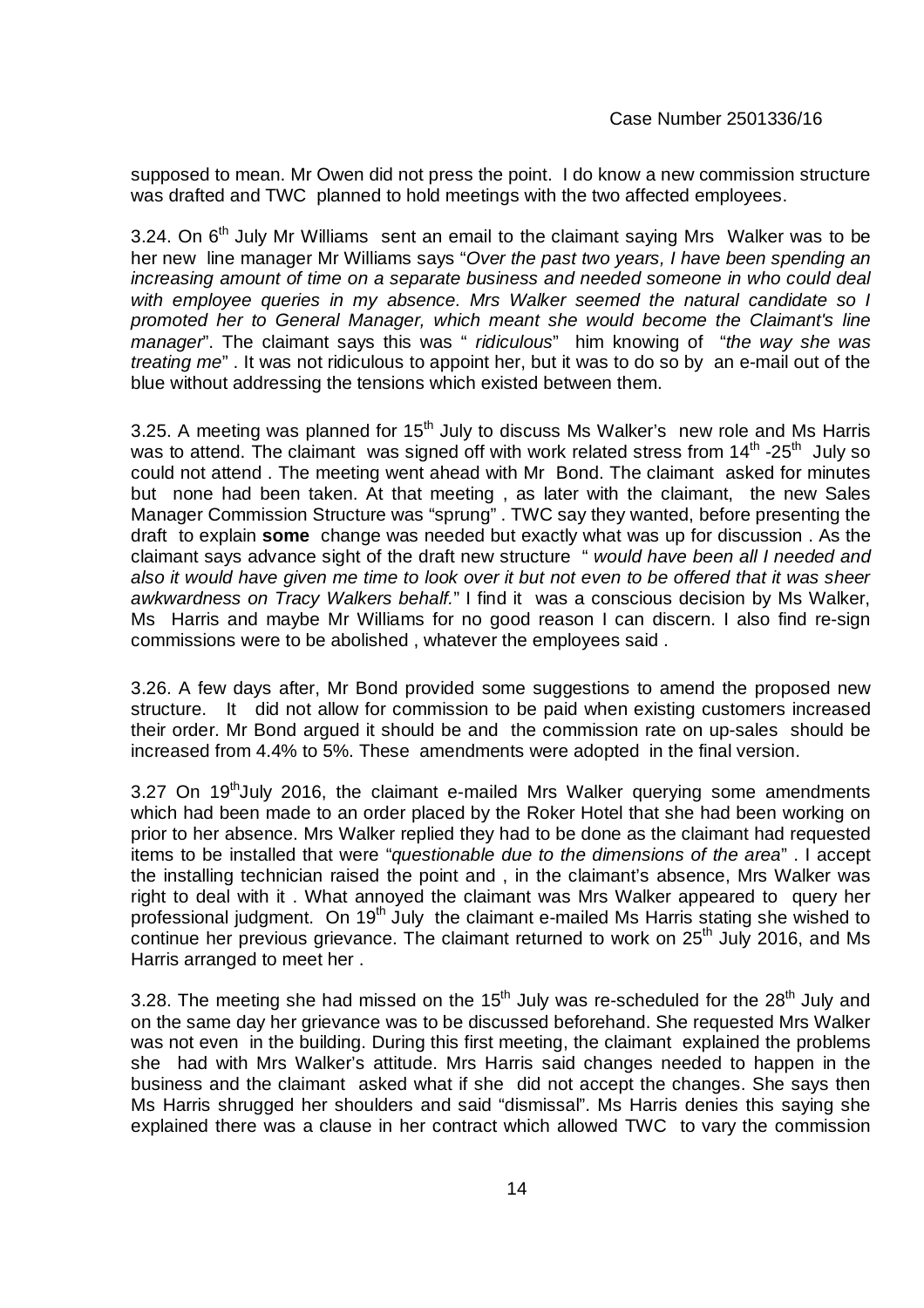supposed to mean. Mr Owen did not press the point. I do know a new commission structure was drafted and TWC planned to hold meetings with the two affected employees.

3.24. On 6th July Mr Williams sent an email to the claimant saying Mrs Walker was to be her new line manager Mr Williams says "*Over the past two years, I have been spending an increasing amount of time on a separate business and needed someone in who could deal with employee queries in my absence. Mrs Walker seemed the natural candidate so I promoted her to General Manager, which meant she would become the Claimant's line manager*". The claimant says this was " *ridiculous*" him knowing of "*the way she was treating me*" . It was not ridiculous to appoint her, but it was to do so by an e-mail out of the blue without addressing the tensions which existed between them.

3.25. A meeting was planned for 15th July to discuss Ms Walker's new role and Ms Harris was to attend. The claimant was signed off with work related stress from 14th -25th July so could not attend . The meeting went ahead with Mr Bond. The claimant asked for minutes but none had been taken. At that meeting , as later with the claimant, the new Sales Manager Commission Structure was "sprung" . TWC say they wanted, before presenting the draft to explain **some** change was needed but exactly what was up for discussion . As the claimant says advance sight of the draft new structure " *would have been all I needed and also it would have given me time to look over it but not even to be offered that it was sheer awkwardness on Tracy Walkers behalf.*" I find it was a conscious decision by Ms Walker, Ms Harris and maybe Mr Williams for no good reason I can discern. I also find re-sign commissions were to be abolished , whatever the employees said .

3.26. A few days after, Mr Bond provided some suggestions to amend the proposed new structure. It did not allow for commission to be paid when existing customers increased their order. Mr Bond argued it should be and the commission rate on up-sales should be increased from 4.4% to 5%. These amendments were adopted in the final version.

3.27 On 19thJuly 2016, the claimant e-mailed Mrs Walker querying some amendments which had been made to an order placed by the Roker Hotel that she had been working on prior to her absence. Mrs Walker replied they had to be done as the claimant had requested items to be installed that were "*questionable due to the dimensions of the area*" . I accept the installing technician raised the point and , in the claimant's absence, Mrs Walker was right to deal with it . What annoyed the claimant was Mrs Walker appeared to query her professional judgment. On 19th July the claimant e-mailed Ms Harris stating she wished to continue her previous grievance. The claimant returned to work on 25th July 2016, and Ms Harris arranged to meet her .

3.28. The meeting she had missed on the 15th July was re-scheduled for the 28th July and on the same day her grievance was to be discussed beforehand. She requested Mrs Walker was not even in the building. During this first meeting, the claimant explained the problems she had with Mrs Walker's attitude. Mrs Harris said changes needed to happen in the business and the claimant asked what if she did not accept the changes. She says then Ms Harris shrugged her shoulders and said "dismissal". Ms Harris denies this saying she explained there was a clause in her contract which allowed TWC to vary the commission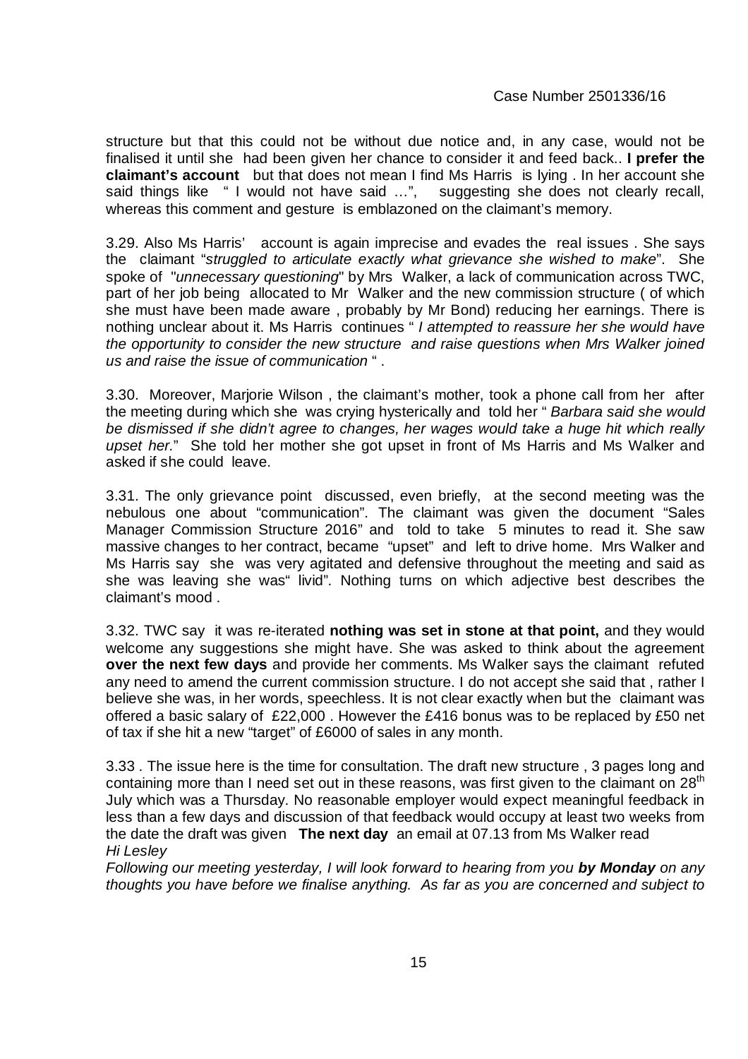structure but that this could not be without due notice and, in any case, would not be finalised it until she had been given her chance to consider it and feed back.. **I prefer the claimant's account** but that does not mean I find Ms Harris is lying . In her account she said things like " I would not have said …", suggesting she does not clearly recall, whereas this comment and gesture is emblazoned on the claimant's memory.

3.29. Also Ms Harris' account is again imprecise and evades the real issues . She says the claimant "*struggled to articulate exactly what grievance she wished to make*". She spoke of "*unnecessary questioning*" by Mrs Walker, a lack of communication across TWC, part of her job being allocated to Mr Walker and the new commission structure ( of which she must have been made aware , probably by Mr Bond) reducing her earnings. There is nothing unclear about it. Ms Harris continues " *I attempted to reassure her she would have the opportunity to consider the new structure and raise questions when Mrs Walker joined us and raise the issue of communication* " .

3.30. Moreover, Marjorie Wilson , the claimant's mother, took a phone call from her after the meeting during which she was crying hysterically and told her " *Barbara said she would be dismissed if she didn't agree to changes, her wages would take a huge hit which really upset her.*" She told her mother she got upset in front of Ms Harris and Ms Walker and asked if she could leave.

3.31. The only grievance point discussed, even briefly, at the second meeting was the nebulous one about "communication". The claimant was given the document "Sales Manager Commission Structure 2016" and told to take 5 minutes to read it. She saw massive changes to her contract, became "upset" and left to drive home. Mrs Walker and Ms Harris say she was very agitated and defensive throughout the meeting and said as she was leaving she was" livid". Nothing turns on which adjective best describes the claimant's mood .

3.32. TWC say it was re-iterated **nothing was set in stone at that point,** and they would welcome any suggestions she might have. She was asked to think about the agreement **over the next few days** and provide her comments. Ms Walker says the claimant refuted any need to amend the current commission structure. I do not accept she said that , rather I believe she was, in her words, speechless. It is not clear exactly when but the claimant was offered a basic salary of £22,000 . However the £416 bonus was to be replaced by £50 net of tax if she hit a new "target" of £6000 of sales in any month.

3.33 . The issue here is the time for consultation. The draft new structure , 3 pages long and containing more than I need set out in these reasons, was first given to the claimant on 28th July which was a Thursday. No reasonable employer would expect meaningful feedback in less than a few days and discussion of that feedback would occupy at least two weeks from the date the draft was given **The next day** an email at 07.13 from Ms Walker read

*Hi Lesley*

*Following our meeting yesterday, I will look forward to hearing from you **by Monday** on any thoughts you have before we finalise anything. As far as you are concerned and subject to*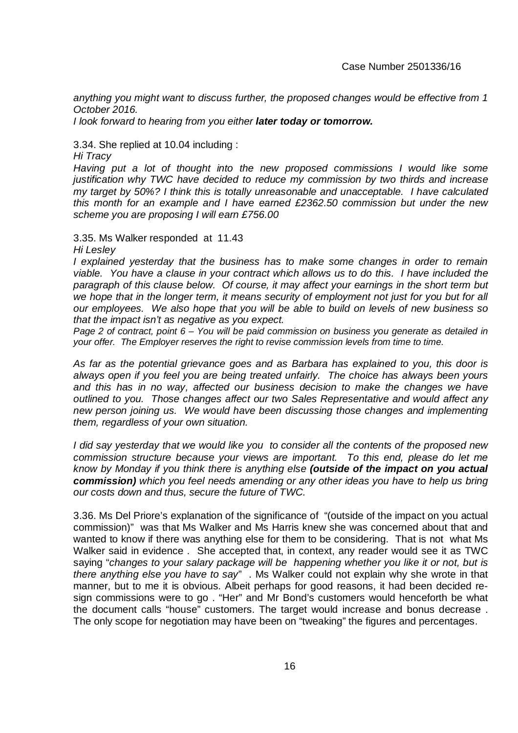*anything you might want to discuss further, the proposed changes would be effective from 1 October 2016.*

*I look forward to hearing from you either **later today or tomorrow.***

3.34. She replied at 10.04 including :

*Hi Tracy*

*Having put a lot of thought into the new proposed commissions I would like some justification why TWC have decided to reduce my commission by two thirds and increase my target by 50%? I think this is totally unreasonable and unacceptable. I have calculated this month for an example and I have earned £2362.50 commission but under the new scheme you are proposing I will earn £756.00*

3.35. Ms Walker responded at 11.43

*Hi Lesley*

*I explained yesterday that the business has to make some changes in order to remain viable. You have a clause in your contract which allows us to do this. I have included the paragraph of this clause below. Of course, it may affect your earnings in the short term but we hope that in the longer term, it means security of employment not just for you but for all our employees. We also hope that you will be able to build on levels of new business so that the impact isn't as negative as you expect.*

*Page 2 of contract, point 6 – You will be paid commission on business you generate as detailed in your offer. The Employer reserves the right to revise commission levels from time to time.*

*As far as the potential grievance goes and as Barbara has explained to you, this door is always open if you feel you are being treated unfairly. The choice has always been yours and this has in no way, affected our business decision to make the changes we have outlined to you. Those changes affect our two Sales Representative and would affect any new person joining us. We would have been discussing those changes and implementing them, regardless of your own situation.*

*I did say yesterday that we would like you to consider all the contents of the proposed new commission structure because your views are important. To this end, please do let me know by Monday if you think there is anything else **(outside of the impact on you actual commission)** which you feel needs amending or any other ideas you have to help us bring our costs down and thus, secure the future of TWC.*

3.36. Ms Del Priore's explanation of the significance of "(outside of the impact on you actual commission)" was that Ms Walker and Ms Harris knew she was concerned about that and wanted to know if there was anything else for them to be considering. That is not what Ms Walker said in evidence . She accepted that, in context, any reader would see it as TWC saying "*changes to your salary package will be happening whether you like it or not, but is there anything else you have to say*" . Ms Walker could not explain why she wrote in that manner, but to me it is obvious. Albeit perhaps for good reasons, it had been decided re-sign commissions were to go . "Her" and Mr Bond's customers would henceforth be what the document calls "house" customers. The target would increase and bonus decrease . The only scope for negotiation may have been on "tweaking" the figures and percentages.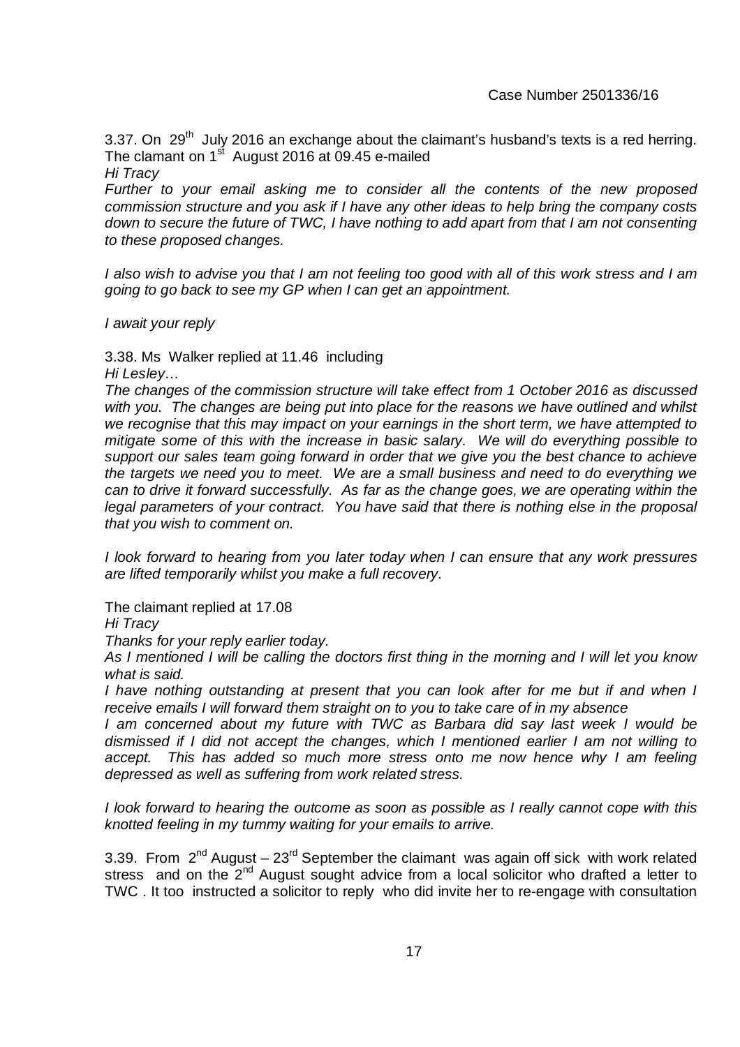3.37. On 29th July 2016 an exchange about the claimant's husband's texts is a red herring. The clamant on 1st August 2016 at 09.45 e-mailed

*Hi Tracy*

*Further to your email asking me to consider all the contents of the new proposed commission structure and you ask if I have any other ideas to help bring the company costs down to secure the future of TWC, I have nothing to add apart from that I am not consenting to these proposed changes.*

*I also wish to advise you that I am not feeling too good with all of this work stress and I am going to go back to see my GP when I can get an appointment.*

*I await your reply*

3.38. Ms Walker replied at 11.46 including

*Hi Lesley…*

*The changes of the commission structure will take effect from 1 October 2016 as discussed with you. The changes are being put into place for the reasons we have outlined and whilst we recognise that this may impact on your earnings in the short term, we have attempted to mitigate some of this with the increase in basic salary. We will do everything possible to support our sales team going forward in order that we give you the best chance to achieve the targets we need you to meet. We are a small business and need to do everything we can to drive it forward successfully. As far as the change goes, we are operating within the legal parameters of your contract. You have said that there is nothing else in the proposal that you wish to comment on.*

*I look forward to hearing from you later today when I can ensure that any work pressures are lifted temporarily whilst you make a full recovery.*

The claimant replied at 17.08

*Hi Tracy*

*Thanks for your reply earlier today.*

*As I mentioned I will be calling the doctors first thing in the morning and I will let you know what is said.*

*I have nothing outstanding at present that you can look after for me but if and when I receive emails I will forward them straight on to you to take care of in my absence*

*I am concerned about my future with TWC as Barbara did say last week I would be dismissed if I did not accept the changes, which I mentioned earlier I am not willing to accept. This has added so much more stress onto me now hence why I am feeling depressed as well as suffering from work related stress.*

*I look forward to hearing the outcome as soon as possible as I really cannot cope with this knotted feeling in my tummy waiting for your emails to arrive.*

3.39. From 2nd August – 23rd September the claimant was again off sick with work related stress and on the 2nd August sought advice from a local solicitor who drafted a letter to TWC . It too instructed a solicitor to reply who did invite her to re-engage with consultation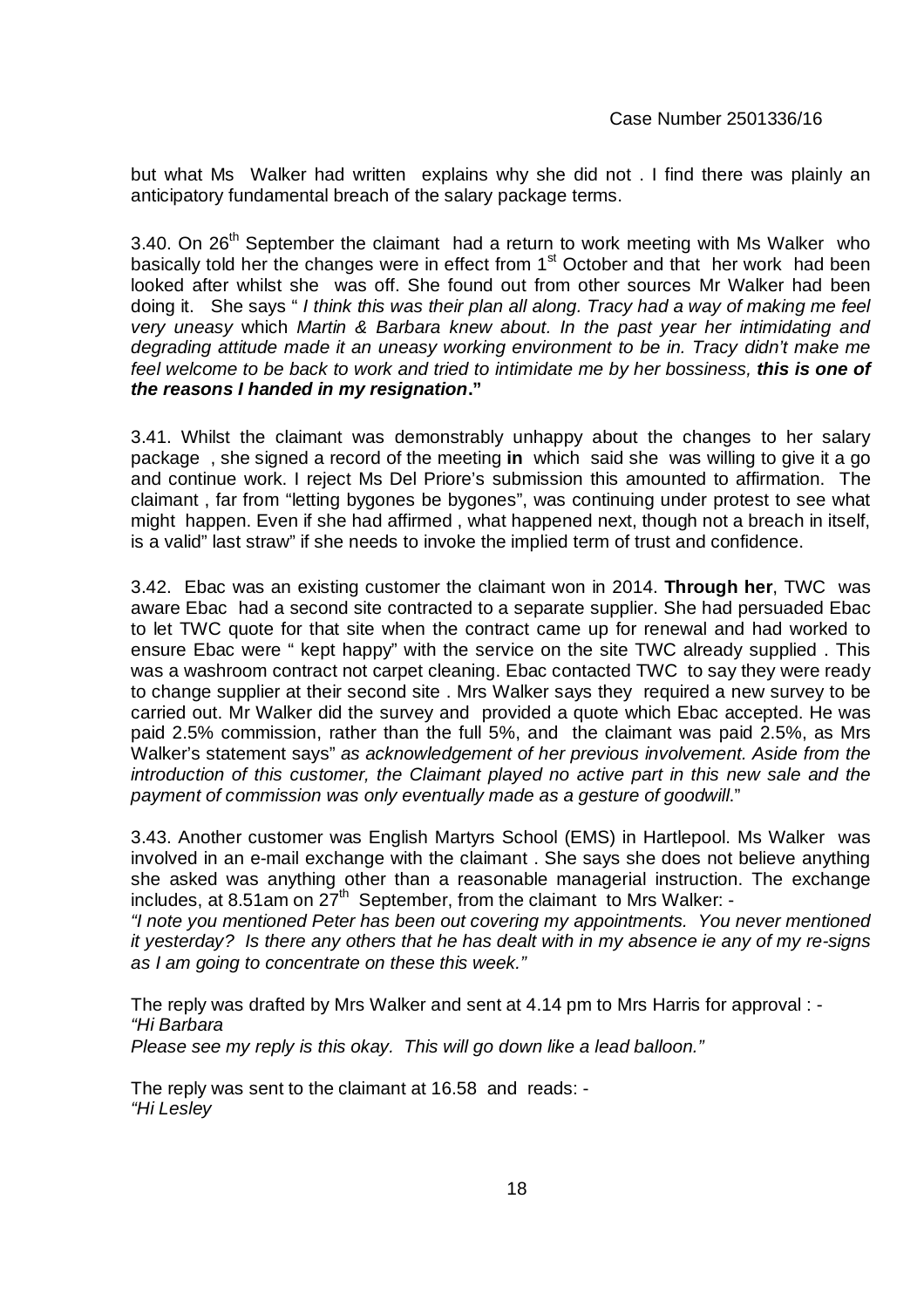but what Ms Walker had written explains why she did not . I find there was plainly an anticipatory fundamental breach of the salary package terms.

3.40. On 26th September the claimant had a return to work meeting with Ms Walker who basically told her the changes were in effect from 1st October and that her work had been looked after whilst she was off. She found out from other sources Mr Walker had been doing it. She says " *I think this was their plan all along. Tracy had a way of making me feel very uneasy* which *Martin & Barbara knew about. In the past year her intimidating and degrading attitude made it an uneasy working environment to be in. Tracy didn't make me feel welcome to be back to work and tried to intimidate me by her bossiness,* ***this is one of the reasons I handed in my resignation*.**"

3.41. Whilst the claimant was demonstrably unhappy about the changes to her salary package , she signed a record of the meeting **in** which said she was willing to give it a go and continue work. I reject Ms Del Priore's submission this amounted to affirmation. The claimant , far from "letting bygones be bygones", was continuing under protest to see what might happen. Even if she had affirmed , what happened next, though not a breach in itself, is a valid" last straw" if she needs to invoke the implied term of trust and confidence.

3.42. Ebac was an existing customer the claimant won in 2014. **Through her**, TWC was aware Ebac had a second site contracted to a separate supplier. She had persuaded Ebac to let TWC quote for that site when the contract came up for renewal and had worked to ensure Ebac were " kept happy" with the service on the site TWC already supplied . This was a washroom contract not carpet cleaning. Ebac contacted TWC to say they were ready to change supplier at their second site . Mrs Walker says they required a new survey to be carried out. Mr Walker did the survey and provided a quote which Ebac accepted. He was paid 2.5% commission, rather than the full 5%, and the claimant was paid 2.5%, as Mrs Walker's statement says" *as acknowledgement of her previous involvement. Aside from the introduction of this customer, the Claimant played no active part in this new sale and the payment of commission was only eventually made as a gesture of goodwill*."

3.43. Another customer was English Martyrs School (EMS) in Hartlepool. Ms Walker was involved in an e-mail exchange with the claimant . She says she does not believe anything she asked was anything other than a reasonable managerial instruction. The exchange includes, at 8.51am on 27th September, from the claimant to Mrs Walker: -

*"I note you mentioned Peter has been out covering my appointments. You never mentioned it yesterday? Is there any others that he has dealt with in my absence ie any of my re-signs as I am going to concentrate on these this week."*

The reply was drafted by Mrs Walker and sent at 4.14 pm to Mrs Harris for approval : -

*"Hi Barbara*

*Please see my reply is this okay. This will go down like a lead balloon."*

The reply was sent to the claimant at 16.58 and reads: -

*"Hi Lesley*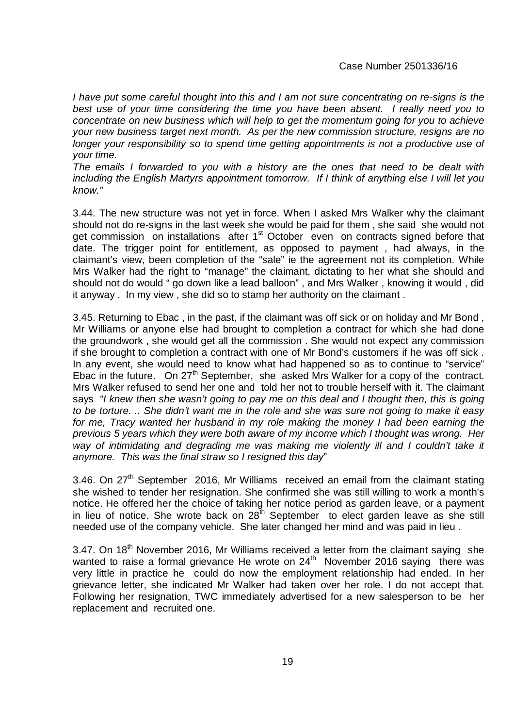*I have put some careful thought into this and I am not sure concentrating on re-signs is the best use of your time considering the time you have been absent. I really need you to concentrate on new business which will help to get the momentum going for you to achieve your new business target next month. As per the new commission structure, resigns are no longer your responsibility so to spend time getting appointments is not a productive use of your time.*

*The emails I forwarded to you with a history are the ones that need to be dealt with including the English Martyrs appointment tomorrow. If I think of anything else I will let you know."*

3.44. The new structure was not yet in force. When I asked Mrs Walker why the claimant should not do re-signs in the last week she would be paid for them , she said she would not get commission on installations after 1st October even on contracts signed before that date. The trigger point for entitlement, as opposed to payment , had always, in the claimant's view, been completion of the "sale" ie the agreement not its completion. While Mrs Walker had the right to "manage" the claimant, dictating to her what she should and should not do would " go down like a lead balloon" , and Mrs Walker , knowing it would , did it anyway . In my view , she did so to stamp her authority on the claimant .

3.45. Returning to Ebac , in the past, if the claimant was off sick or on holiday and Mr Bond , Mr Williams or anyone else had brought to completion a contract for which she had done the groundwork , she would get all the commission . She would not expect any commission if she brought to completion a contract with one of Mr Bond's customers if he was off sick . In any event, she would need to know what had happened so as to continue to "service" Ebac in the future. On 27th September, she asked Mrs Walker for a copy of the contract. Mrs Walker refused to send her one and told her not to trouble herself with it. The claimant says "*I knew then she wasn't going to pay me on this deal and I thought then, this is going to be torture. .. She didn't want me in the role and she was sure not going to make it easy for me, Tracy wanted her husband in my role making the money I had been earning the previous 5 years which they were both aware of my income which I thought was wrong. Her way of intimidating and degrading me was making me violently ill and I couldn't take it anymore. This was the final straw so I resigned this day*"

3.46. On 27th September 2016, Mr Williams received an email from the claimant stating she wished to tender her resignation. She confirmed she was still willing to work a month's notice. He offered her the choice of taking her notice period as garden leave, or a payment in lieu of notice. She wrote back on 28th September to elect garden leave as she still needed use of the company vehicle. She later changed her mind and was paid in lieu .

3.47. On 18th November 2016, Mr Williams received a letter from the claimant saying she wanted to raise a formal grievance He wrote on 24th November 2016 saying there was very little in practice he could do now the employment relationship had ended. In her grievance letter, she indicated Mr Walker had taken over her role. I do not accept that. Following her resignation, TWC immediately advertised for a new salesperson to be her replacement and recruited one.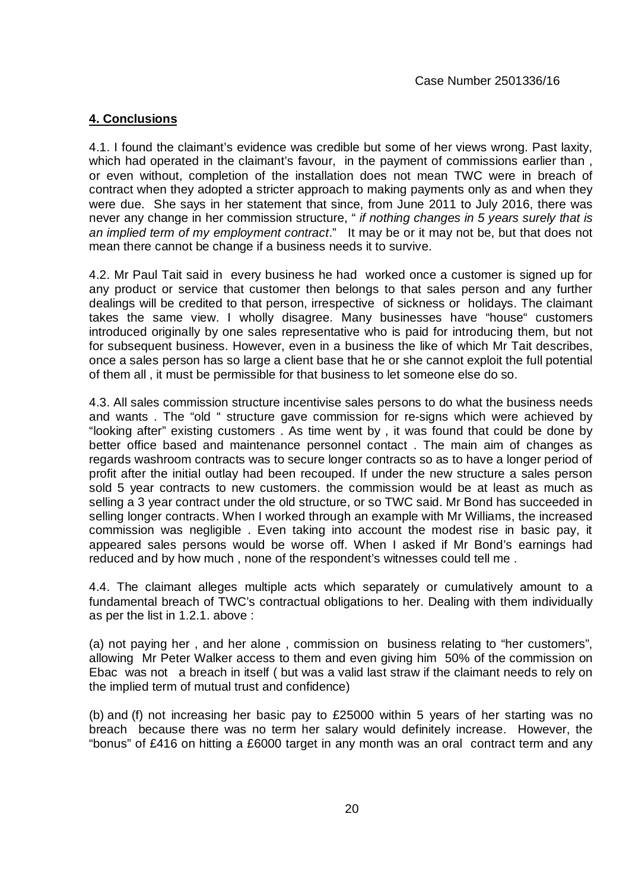## **4. Conclusions**

4.1. I found the claimant's evidence was credible but some of her views wrong. Past laxity, which had operated in the claimant's favour, in the payment of commissions earlier than , or even without, completion of the installation does not mean TWC were in breach of contract when they adopted a stricter approach to making payments only as and when they were due. She says in her statement that since, from June 2011 to July 2016, there was never any change in her commission structure, " *if nothing changes in 5 years surely that is an implied term of my employment contract*." It may be or it may not be, but that does not mean there cannot be change if a business needs it to survive.

4.2. Mr Paul Tait said in every business he had worked once a customer is signed up for any product or service that customer then belongs to that sales person and any further dealings will be credited to that person, irrespective of sickness or holidays. The claimant takes the same view. I wholly disagree. Many businesses have "house" customers introduced originally by one sales representative who is paid for introducing them, but not for subsequent business. However, even in a business the like of which Mr Tait describes, once a sales person has so large a client base that he or she cannot exploit the full potential of them all , it must be permissible for that business to let someone else do so.

4.3. All sales commission structure incentivise sales persons to do what the business needs and wants . The "old " structure gave commission for re-signs which were achieved by "looking after" existing customers . As time went by , it was found that could be done by better office based and maintenance personnel contact . The main aim of changes as regards washroom contracts was to secure longer contracts so as to have a longer period of profit after the initial outlay had been recouped. If under the new structure a sales person sold 5 year contracts to new customers. the commission would be at least as much as selling a 3 year contract under the old structure, or so TWC said. Mr Bond has succeeded in selling longer contracts. When I worked through an example with Mr Williams, the increased commission was negligible . Even taking into account the modest rise in basic pay, it appeared sales persons would be worse off. When I asked if Mr Bond's earnings had reduced and by how much , none of the respondent's witnesses could tell me .

4.4. The claimant alleges multiple acts which separately or cumulatively amount to a fundamental breach of TWC's contractual obligations to her. Dealing with them individually as per the list in 1.2.1. above :

(a) not paying her , and her alone , commission on business relating to "her customers", allowing Mr Peter Walker access to them and even giving him 50% of the commission on Ebac was not a breach in itself ( but was a valid last straw if the claimant needs to rely on the implied term of mutual trust and confidence)

(b) and (f) not increasing her basic pay to £25000 within 5 years of her starting was no breach because there was no term her salary would definitely increase. However, the "bonus" of £416 on hitting a £6000 target in any month was an oral contract term and any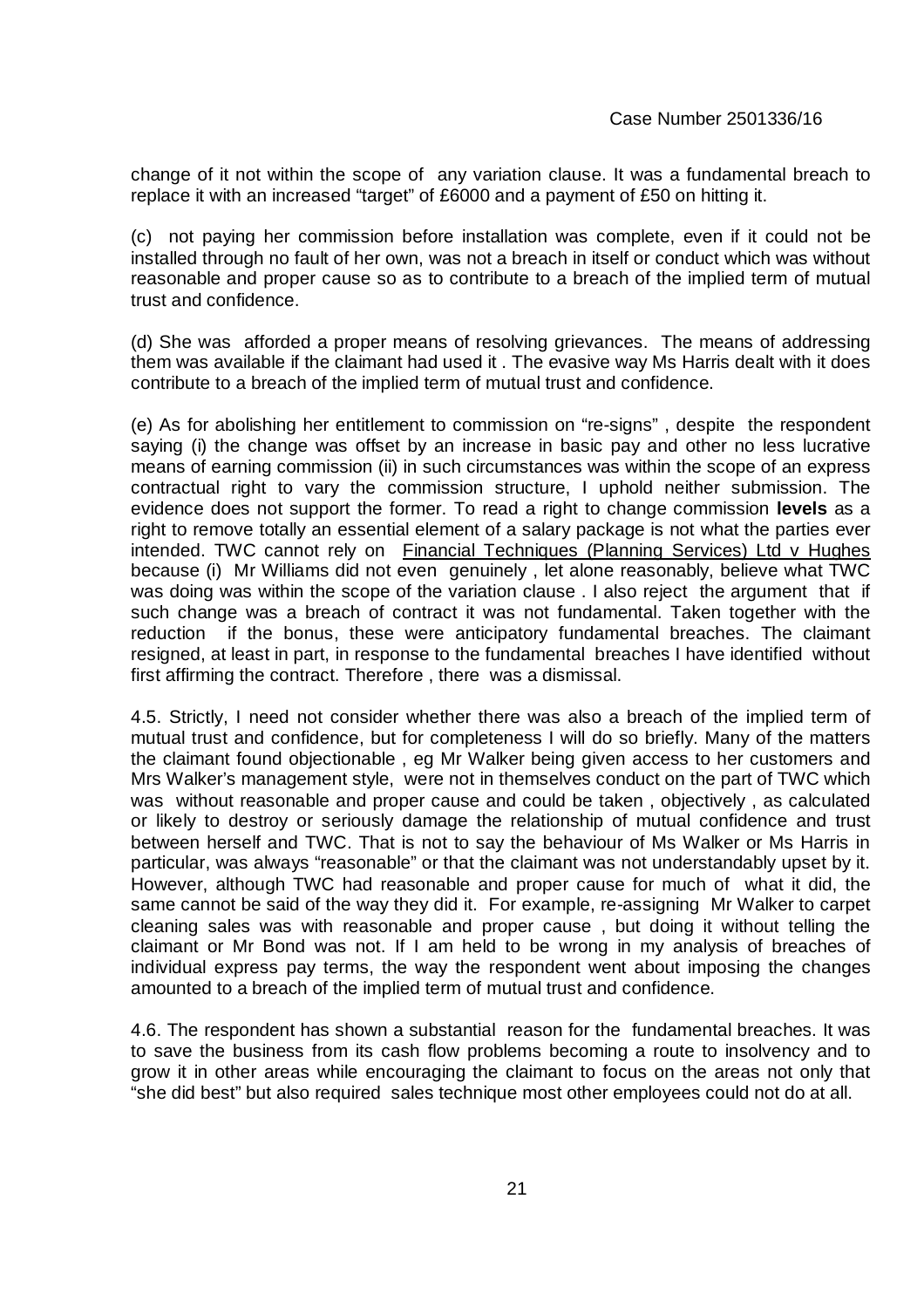change of it not within the scope of any variation clause. It was a fundamental breach to replace it with an increased "target" of £6000 and a payment of £50 on hitting it.

(c) not paying her commission before installation was complete, even if it could not be installed through no fault of her own, was not a breach in itself or conduct which was without reasonable and proper cause so as to contribute to a breach of the implied term of mutual trust and confidence.

(d) She was afforded a proper means of resolving grievances. The means of addressing them was available if the claimant had used it . The evasive way Ms Harris dealt with it does contribute to a breach of the implied term of mutual trust and confidence.

(e) As for abolishing her entitlement to commission on "re-signs" , despite the respondent saying (i) the change was offset by an increase in basic pay and other no less lucrative means of earning commission (ii) in such circumstances was within the scope of an express contractual right to vary the commission structure, I uphold neither submission. The evidence does not support the former. To read a right to change commission **levels** as a right to remove totally an essential element of a salary package is not what the parties ever intended. TWC cannot rely on Financial Techniques (Planning Services) Ltd v Hughes because (i) Mr Williams did not even genuinely , let alone reasonably, believe what TWC was doing was within the scope of the variation clause . I also reject the argument that if such change was a breach of contract it was not fundamental. Taken together with the reduction if the bonus, these were anticipatory fundamental breaches. The claimant resigned, at least in part, in response to the fundamental breaches I have identified without first affirming the contract. Therefore , there was a dismissal.

4.5. Strictly, I need not consider whether there was also a breach of the implied term of mutual trust and confidence, but for completeness I will do so briefly. Many of the matters the claimant found objectionable , eg Mr Walker being given access to her customers and Mrs Walker's management style, were not in themselves conduct on the part of TWC which was without reasonable and proper cause and could be taken , objectively , as calculated or likely to destroy or seriously damage the relationship of mutual confidence and trust between herself and TWC. That is not to say the behaviour of Ms Walker or Ms Harris in particular, was always "reasonable" or that the claimant was not understandably upset by it. However, although TWC had reasonable and proper cause for much of what it did, the same cannot be said of the way they did it. For example, re-assigning Mr Walker to carpet cleaning sales was with reasonable and proper cause , but doing it without telling the claimant or Mr Bond was not. If I am held to be wrong in my analysis of breaches of individual express pay terms, the way the respondent went about imposing the changes amounted to a breach of the implied term of mutual trust and confidence.

4.6. The respondent has shown a substantial reason for the fundamental breaches. It was to save the business from its cash flow problems becoming a route to insolvency and to grow it in other areas while encouraging the claimant to focus on the areas not only that "she did best" but also required sales technique most other employees could not do at all.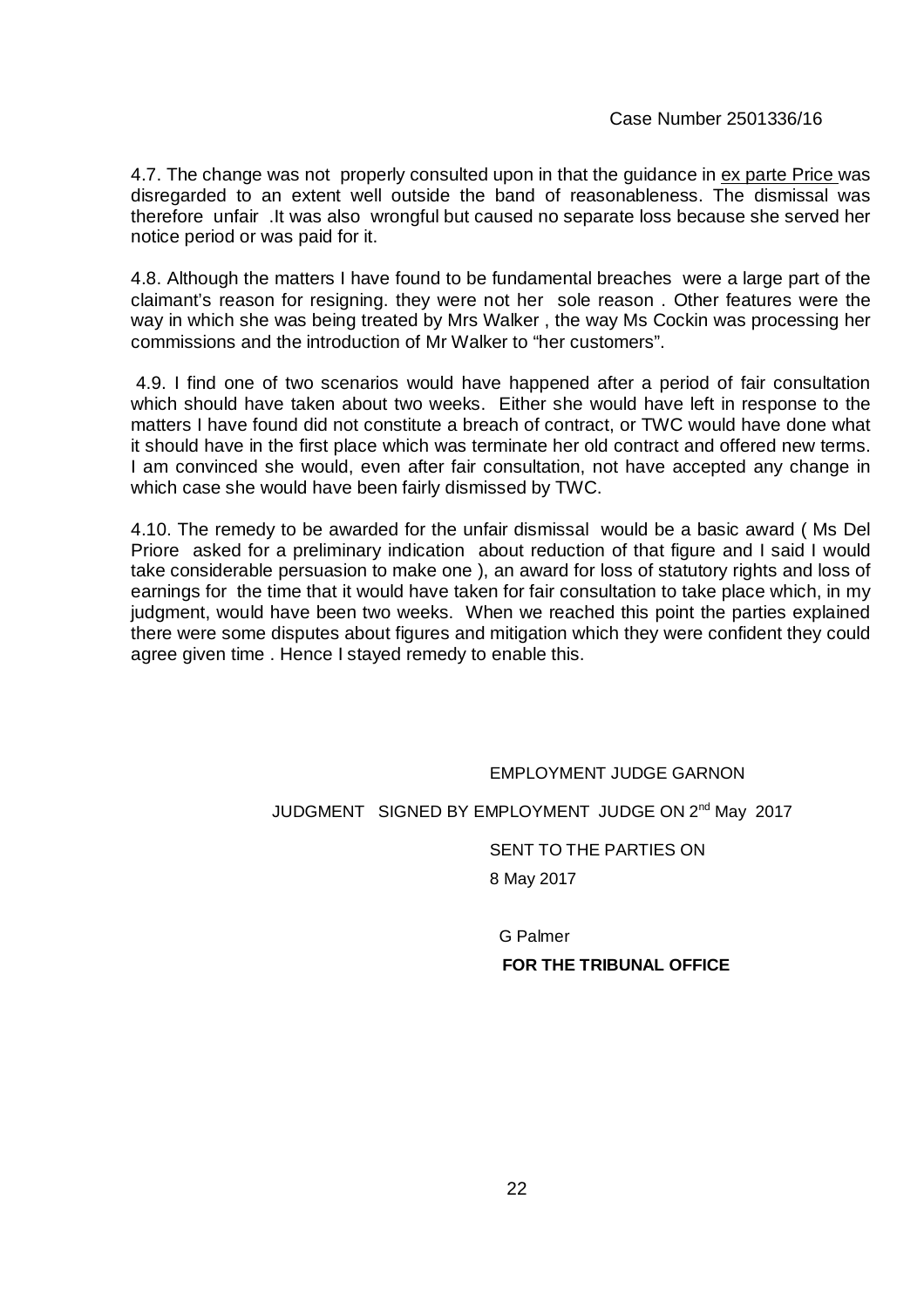4.7. The change was not properly consulted upon in that the guidance in ex parte Price was disregarded to an extent well outside the band of reasonableness. The dismissal was therefore unfair .It was also wrongful but caused no separate loss because she served her notice period or was paid for it.

4.8. Although the matters I have found to be fundamental breaches were a large part of the claimant's reason for resigning. they were not her sole reason . Other features were the way in which she was being treated by Mrs Walker , the way Ms Cockin was processing her commissions and the introduction of Mr Walker to "her customers".

4.9. I find one of two scenarios would have happened after a period of fair consultation which should have taken about two weeks. Either she would have left in response to the matters I have found did not constitute a breach of contract, or TWC would have done what it should have in the first place which was terminate her old contract and offered new terms. I am convinced she would, even after fair consultation, not have accepted any change in which case she would have been fairly dismissed by TWC.

4.10. The remedy to be awarded for the unfair dismissal would be a basic award ( Ms Del Priore asked for a preliminary indication about reduction of that figure and I said I would take considerable persuasion to make one ), an award for loss of statutory rights and loss of earnings for the time that it would have taken for fair consultation to take place which, in my judgment, would have been two weeks. When we reached this point the parties explained there were some disputes about figures and mitigation which they were confident they could agree given time . Hence I stayed remedy to enable this.

EMPLOYMENT JUDGE GARNON

JUDGMENT SIGNED BY EMPLOYMENT JUDGE ON 2nd May 2017

SENT TO THE PARTIES ON

8 May 2017

G Palmer

**FOR THE TRIBUNAL OFFICE**